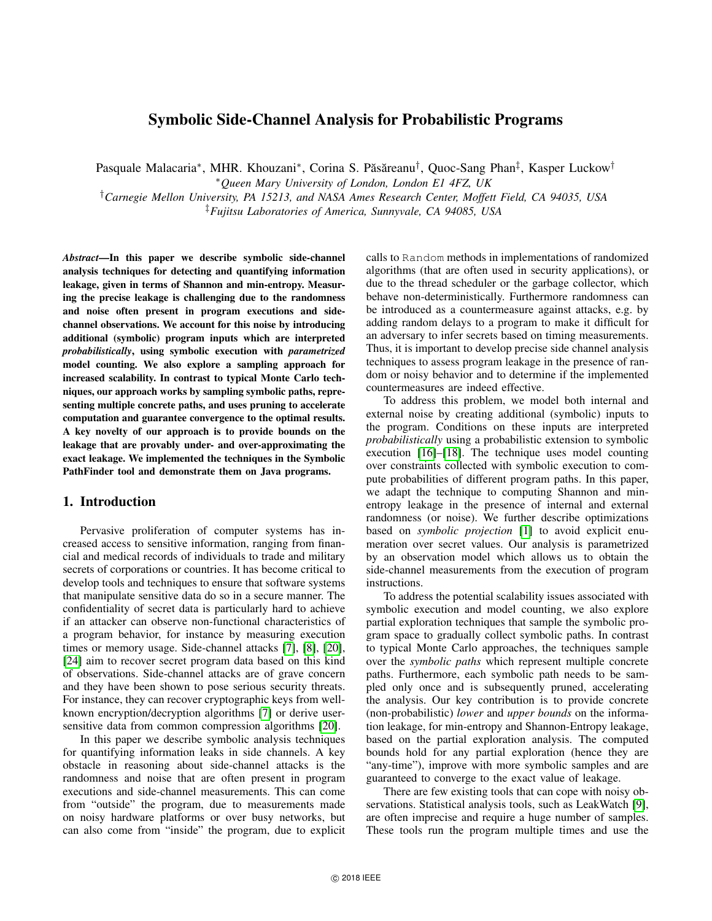# Symbolic Side-Channel Analysis for Probabilistic Programs

Pasquale Malacaria*, MHR. Khouzani*, Corina S. Păsăreanu†, Quoc-Sang Phan‡, Kasper Luckow†

*Queen Mary University of London, London E1 4FZ, UK

†Carnegie Mellon University, PA 15213, and NASA Ames Research Center, Moffett Field, CA 94035, USA

‡Fujitsu Laboratories of America, Sunnyvale, CA 94085, USA

***Abstract*—In this paper we describe symbolic side-channel analysis techniques for detecting and quantifying information leakage, given in terms of Shannon and min-entropy. Measuring the precise leakage is challenging due to the randomness and noise often present in program executions and side-channel observations. We account for this noise by introducing additional (symbolic) program inputs which are interpreted *probabilistically*, using symbolic execution with *parametrized* model counting. We also explore a sampling approach for increased scalability. In contrast to typical Monte Carlo techniques, our approach works by sampling symbolic paths, representing multiple concrete paths, and uses pruning to accelerate computation and guarantee convergence to the optimal results. A key novelty of our approach is to provide bounds on the leakage that are provably under- and over-approximating the exact leakage. We implemented the techniques in the Symbolic PathFinder tool and demonstrate them on Java programs.**

## 1. Introduction

Pervasive proliferation of computer systems has increased access to sensitive information, ranging from financial and medical records of individuals to trade and military secrets of corporations or countries. It has become critical to develop tools and techniques to ensure that software systems that manipulate sensitive data do so in a secure manner. The confidentiality of secret data is particularly hard to achieve if an attacker can observe non-functional characteristics of a program behavior, for instance by measuring execution times or memory usage. Side-channel attacks [7], [8], [20], [24] aim to recover secret program data based on this kind of observations. Side-channel attacks are of grave concern and they have been shown to pose serious security threats. For instance, they can recover cryptographic keys from well-known encryption/decryption algorithms [7] or derive user-sensitive data from common compression algorithms [20].

In this paper we describe symbolic analysis techniques for quantifying information leaks in side channels. A key obstacle in reasoning about side-channel attacks is the randomness and noise that are often present in program executions and side-channel measurements. This can come from "outside" the program, due to measurements made on noisy hardware platforms or over busy networks, but can also come from "inside" the program, due to explicit calls to `Random` methods in implementations of randomized algorithms (that are often used in security applications), or due to the thread scheduler or the garbage collector, which behave non-deterministically. Furthermore randomness can be introduced as a countermeasure against attacks, e.g. by adding random delays to a program to make it difficult for an adversary to infer secrets based on timing measurements. Thus, it is important to develop precise side channel analysis techniques to assess program leakage in the presence of random or noisy behavior and to determine if the implemented countermeasures are indeed effective.

To address this problem, we model both internal and external noise by creating additional (symbolic) inputs to the program. Conditions on these inputs are interpreted *probabilistically* using a probabilistic extension to symbolic execution [16]–[18]. The technique uses model counting over constraints collected with symbolic execution to compute probabilities of different program paths. In this paper, we adapt the technique to computing Shannon and min-entropy leakage in the presence of internal and external randomness (or noise). We further describe optimizations based on *symbolic projection* [1] to avoid explicit enumeration over secret values. Our analysis is parametrized by an observation model which allows us to obtain the side-channel measurements from the execution of program instructions.

To address the potential scalability issues associated with symbolic execution and model counting, we also explore partial exploration techniques that sample the symbolic program space to gradually collect symbolic paths. In contrast to typical Monte Carlo approaches, the techniques sample over the *symbolic paths* which represent multiple concrete paths. Furthermore, each symbolic path needs to be sampled only once and is subsequently pruned, accelerating the analysis. Our key contribution is to provide concrete (non-probabilistic) *lower* and *upper bounds* on the information leakage, for min-entropy and Shannon-Entropy leakage, based on the partial exploration analysis. The computed bounds hold for any partial exploration (hence they are "any-time"), improve with more symbolic samples and are guaranteed to converge to the exact value of leakage.

There are few existing tools that can cope with noisy observations. Statistical analysis tools, such as LeakWatch [9], are often imprecise and require a huge number of samples. These tools run the program multiple times and use the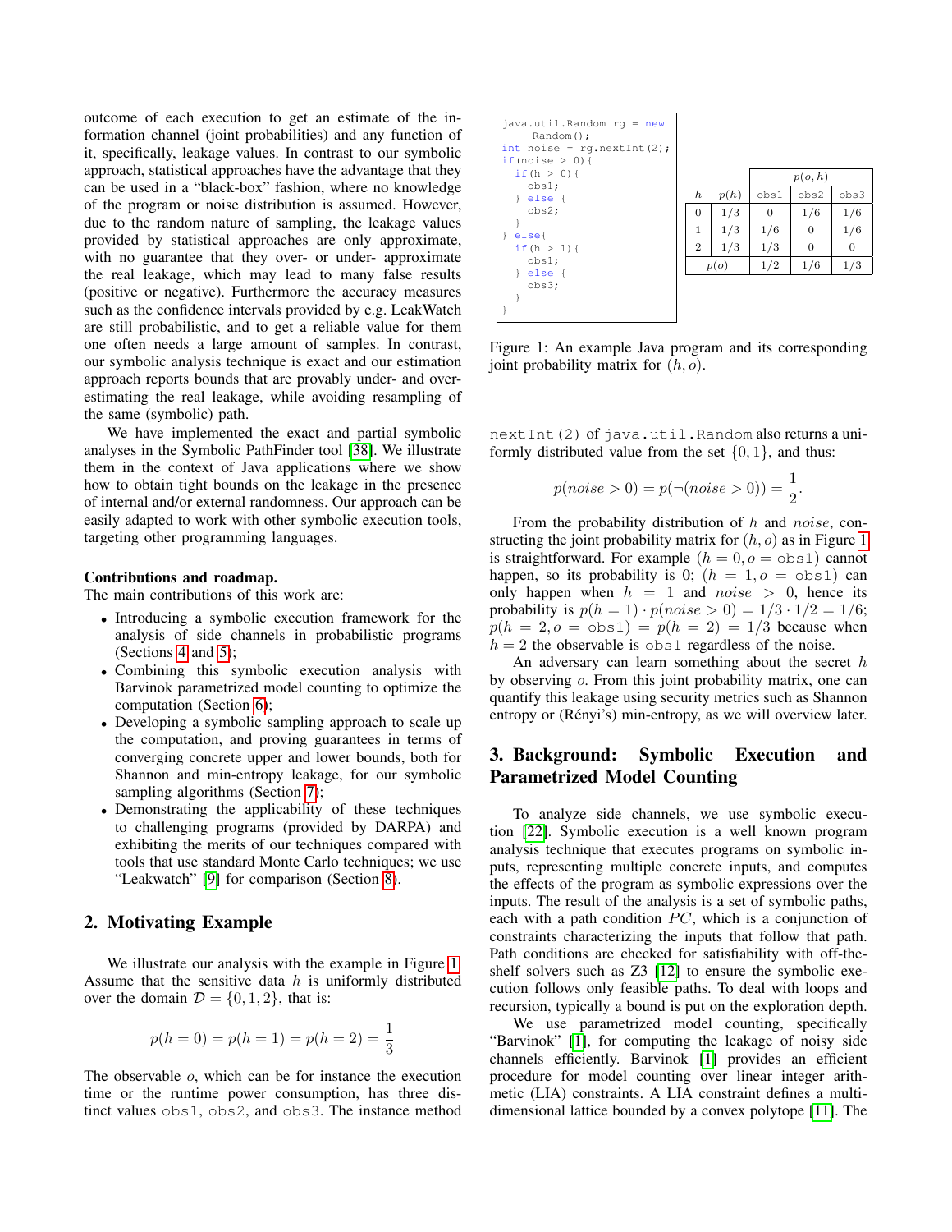outcome of each execution to get an estimate of the information channel (joint probabilities) and any function of it, specifically, leakage values. In contrast to our symbolic approach, statistical approaches have the advantage that they can be used in a "black-box" fashion, where no knowledge of the program or noise distribution is assumed. However, due to the random nature of sampling, the leakage values provided by statistical approaches are only approximate, with no guarantee that they over- or under- approximate the real leakage, which may lead to many false results (positive or negative). Furthermore the accuracy measures such as the confidence intervals provided by e.g. LeakWatch are still probabilistic, and to get a reliable value for them one often needs a large amount of samples. In contrast, our symbolic analysis technique is exact and our estimation approach reports bounds that are provably under- and over-estimating the real leakage, while avoiding resampling of the same (symbolic) path.

We have implemented the exact and partial symbolic analyses in the Symbolic PathFinder tool [38]. We illustrate them in the context of Java applications where we show how to obtain tight bounds on the leakage in the presence of internal and/or external randomness. Our approach can be easily adapted to work with other symbolic execution tools, targeting other programming languages.

**Contributions and roadmap.**
The main contributions of this work are:

- Introducing a symbolic execution framework for the analysis of side channels in probabilistic programs (Sections 4 and 5);
- Combining this symbolic execution analysis with Barvinok parametrized model counting to optimize the computation (Section 6);
- Developing a symbolic sampling approach to scale up the computation, and proving guarantees in terms of converging concrete upper and lower bounds, both for Shannon and min-entropy leakage, for our symbolic sampling algorithms (Section 7);
- Demonstrating the applicability of these techniques to challenging programs (provided by DARPA) and exhibiting the merits of our techniques compared with tools that use standard Monte Carlo techniques; we use "Leakwatch" [9] for comparison (Section 8).

## 2. Motivating Example

We illustrate our analysis with the example in Figure 1. Assume that the sensitive data $h$ is uniformly distributed over the domain $\mathcal{D} = \{0, 1, 2\}$, that is:

$$p(h = 0) = p(h = 1) = p(h = 2) = \frac{1}{3}$$

The observable $o$, which can be for instance the execution time or the runtime power consumption, has three distinct values `obs1`, `obs2`, and `obs3`. The instance method `nextInt(2)` of `java.util.Random` also returns a uniformly distributed value from the set $\{0, 1\}$, and thus:

$$p(noise > 0) = p(\neg(noise > 0)) = \frac{1}{2}.$$

```
java.util.Random rg = new
    Random();
int noise = rg.nextInt(2);
if(noise > 0){
  if(h > 0){
    obs1;
  } else {
    obs2;
  }
} else{
  if(h > 1){
    obs1;
  } else {
    obs3;
  }
}
```

| | | $p(o,h)$ | | |
|---|---|---|---|---|
| $h$ | $p(h)$ | obs1 | obs2 | obs3 |
| 0 | 1/3 | 0 | 1/6 | 1/6 |
| 1 | 1/3 | 1/6 | 0 | 1/6 |
| 2 | 1/3 | 1/3 | 0 | 0 |
| $p(o)$ | | 1/2 | 1/6 | 1/3 |

Figure 1: An example Java program and its corresponding joint probability matrix for $(h, o)$.

From the probability distribution of $h$ and $noise$, constructing the joint probability matrix for $(h, o)$ as in Figure 1 is straightforward. For example $(h = 0, o = \texttt{obs1})$ cannot happen, so its probability is 0; $(h = 1, o = \texttt{obs1})$ can only happen when $h = 1$ and $noise > 0$, hence its probability is $p(h = 1) \cdot p(noise > 0) = 1/3 \cdot 1/2 = 1/6$; $p(h = 2, o = \texttt{obs1}) = p(h = 2) = 1/3$ because when $h = 2$ the observable is `obs1` regardless of the noise.

An adversary can learn something about the secret $h$ by observing $o$. From this joint probability matrix, one can quantify this leakage using security metrics such as Shannon entropy or (Rényi's) min-entropy, as we will overview later.

## 3. Background: Symbolic Execution and Parametrized Model Counting

To analyze side channels, we use symbolic execution [22]. Symbolic execution is a well known program analysis technique that executes programs on symbolic inputs, representing multiple concrete inputs, and computes the effects of the program as symbolic expressions over the inputs. The result of the analysis is a set of symbolic paths, each with a path condition $PC$, which is a conjunction of constraints characterizing the inputs that follow that path. Path conditions are checked for satisfiability with off-the-shelf solvers such as Z3 [12] to ensure the symbolic execution follows only feasible paths. To deal with loops and recursion, typically a bound is put on the exploration depth.

We use parametrized model counting, specifically "Barvinok" [1], for computing the leakage of noisy side channels efficiently. Barvinok [1] provides an efficient procedure for model counting over linear integer arithmetic (LIA) constraints. A LIA constraint defines a multi-dimensional lattice bounded by a convex polytope [11]. The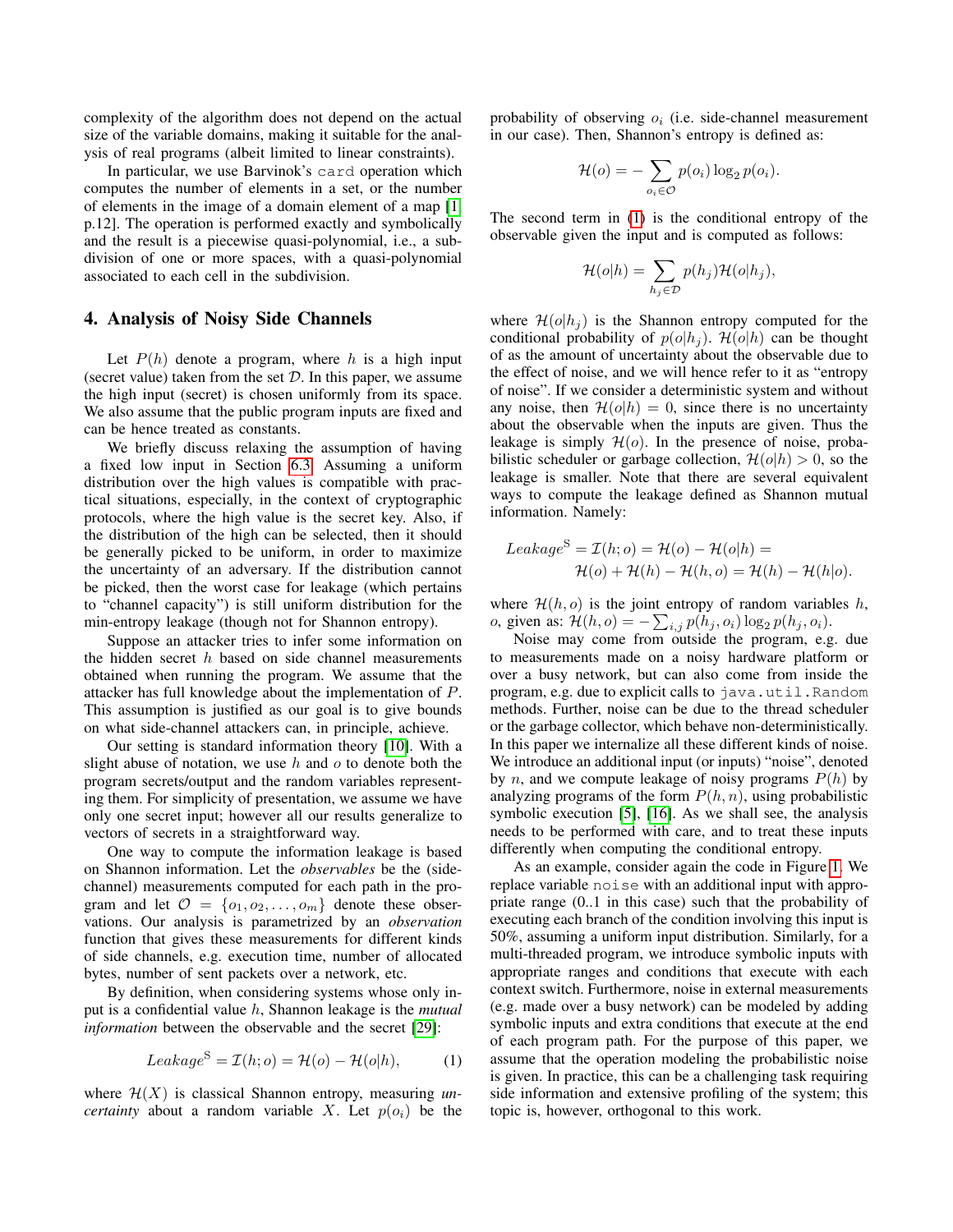complexity of the algorithm does not depend on the actual size of the variable domains, making it suitable for the analysis of real programs (albeit limited to linear constraints).

In particular, we use Barvinok's `card` operation which computes the number of elements in a set, or the number of elements in the image of a domain element of a map [1, p.12]. The operation is performed exactly and symbolically and the result is a piecewise quasi-polynomial, i.e., a subdivision of one or more spaces, with a quasi-polynomial associated to each cell in the subdivision.

## 4. Analysis of Noisy Side Channels

Let $P(h)$ denote a program, where $h$ is a high input (secret value) taken from the set $\mathcal{D}$. In this paper, we assume the high input (secret) is chosen uniformly from its space. We also assume that the public program inputs are fixed and can be hence treated as constants.

We briefly discuss relaxing the assumption of having a fixed low input in Section 6.3. Assuming a uniform distribution over the high values is compatible with practical situations, especially, in the context of cryptographic protocols, where the high value is the secret key. Also, if the distribution of the high can be selected, then it should be generally picked to be uniform, in order to maximize the uncertainty of an adversary. If the distribution cannot be picked, then the worst case for leakage (which pertains to "channel capacity") is still uniform distribution for the min-entropy leakage (though not for Shannon entropy).

Suppose an attacker tries to infer some information on the hidden secret $h$ based on side channel measurements obtained when running the program. We assume that the attacker has full knowledge about the implementation of $P$. This assumption is justified as our goal is to give bounds on what side-channel attackers can, in principle, achieve.

Our setting is standard information theory [10]. With a slight abuse of notation, we use $h$ and $o$ to denote both the program secrets/output and the random variables representing them. For simplicity of presentation, we assume we have only one secret input; however all our results generalize to vectors of secrets in a straightforward way.

One way to compute the information leakage is based on Shannon information. Let the *observables* be the (side-channel) measurements computed for each path in the program and let $\mathcal{O} = \{o_1, o_2, \ldots, o_m\}$ denote these observations. Our analysis is parametrized by an *observation* function that gives these measurements for different kinds of side channels, e.g. execution time, number of allocated bytes, number of sent packets over a network, etc.

By definition, when considering systems whose only input is a confidential value $h$, Shannon leakage is the *mutual information* between the observable and the secret [29]:

$$Leakage^{\mathrm{S}} = \mathcal{I}(h; o) = \mathcal{H}(o) - \mathcal{H}(o|h), \tag{1}$$

where $\mathcal{H}(X)$ is classical Shannon entropy, measuring *uncertainty* about a random variable $X$. Let $p(o_i)$ be the probability of observing $o_i$ (i.e. side-channel measurement in our case). Then, Shannon's entropy is defined as:

$$\mathcal{H}(o) = -\sum_{o_i \in \mathcal{O}} p(o_i) \log_2 p(o_i).$$

The second term in (1) is the conditional entropy of the observable given the input and is computed as follows:

$$\mathcal{H}(o|h) = \sum_{h_j \in \mathcal{D}} p(h_j) \mathcal{H}(o|h_j),$$

where $\mathcal{H}(o|h_j)$ is the Shannon entropy computed for the conditional probability of $p(o|h_j)$. $\mathcal{H}(o|h)$ can be thought of as the amount of uncertainty about the observable due to the effect of noise, and we will hence refer to it as "entropy of noise". If we consider a deterministic system and without any noise, then $\mathcal{H}(o|h) = 0$, since there is no uncertainty about the observable when the inputs are given. Thus the leakage is simply $\mathcal{H}(o)$. In the presence of noise, probabilistic scheduler or garbage collection, $\mathcal{H}(o|h) > 0$, so the leakage is smaller. Note that there are several equivalent ways to compute the leakage defined as Shannon mutual information. Namely:

$$\begin{aligned} Leakage^{\mathrm{S}} = \mathcal{I}(h; o) = \mathcal{H}(o) - \mathcal{H}(o|h) = \\ \mathcal{H}(o) + \mathcal{H}(h) - \mathcal{H}(h, o) = \mathcal{H}(h) - \mathcal{H}(h|o). \end{aligned}$$

where $\mathcal{H}(h, o)$ is the joint entropy of random variables $h$, $o$, given as: $\mathcal{H}(h, o) = -\sum_{i,j} p(h_j, o_i) \log_2 p(h_j, o_i)$.

Noise may come from outside the program, e.g. due to measurements made on a noisy hardware platform or over a busy network, but can also come from inside the program, e.g. due to explicit calls to `java.util.Random` methods. Further, noise can be due to the thread scheduler or the garbage collector, which behave non-deterministically. In this paper we internalize all these different kinds of noise. We introduce an additional input (or inputs) "noise", denoted by $n$, and we compute leakage of noisy programs $P(h)$ by analyzing programs of the form $P(h, n)$, using probabilistic symbolic execution [5], [16]. As we shall see, the analysis needs to be performed with care, and to treat these inputs differently when computing the conditional entropy.

As an example, consider again the code in Figure 1. We replace variable `noise` with an additional input with appropriate range (0..1 in this case) such that the probability of executing each branch of the condition involving this input is 50%, assuming a uniform input distribution. Similarly, for a multi-threaded program, we introduce symbolic inputs with appropriate ranges and conditions that execute with each context switch. Furthermore, noise in external measurements (e.g. made over a busy network) can be modeled by adding symbolic inputs and extra conditions that execute at the end of each program path. For the purpose of this paper, we assume that the operation modeling the probabilistic noise is given. In practice, this can be a challenging task requiring side information and extensive profiling of the system; this topic is, however, orthogonal to this work.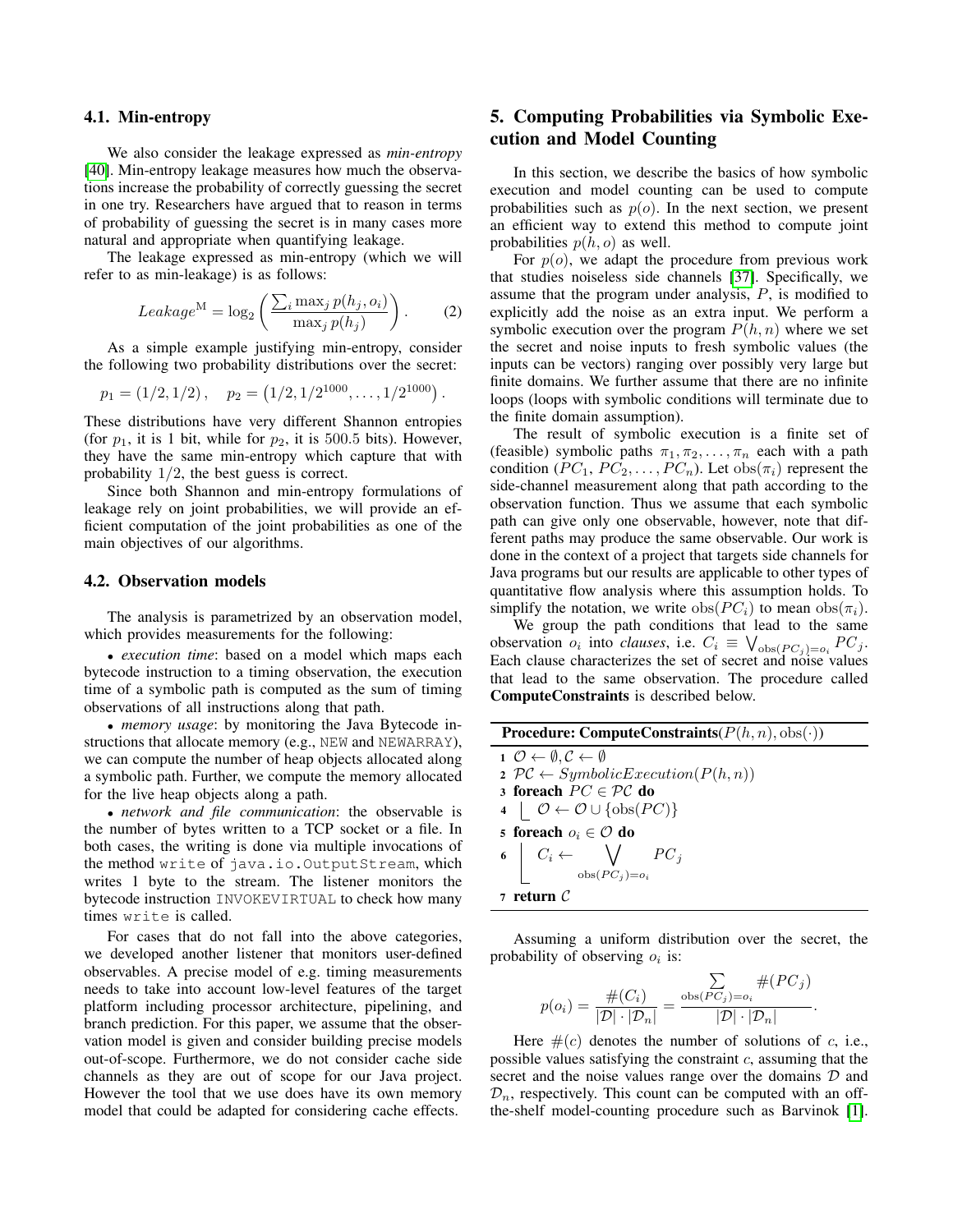### 4.1. Min-entropy

We also consider the leakage expressed as *min-entropy* [40]. Min-entropy leakage measures how much the observations increase the probability of correctly guessing the secret in one try. Researchers have argued that to reason in terms of probability of guessing the secret is in many cases more natural and appropriate when quantifying leakage.

The leakage expressed as min-entropy (which we will refer to as min-leakage) is as follows:

$$Leakage^{\mathrm{M}} = \log_2 \left( \frac{\sum_i \max_j p(h_j, o_i)}{\max_j p(h_j)} \right). \quad (2)$$

As a simple example justifying min-entropy, consider the following two probability distributions over the secret:

$$p_1 = (1/2, 1/2), \quad p_2 = \left(1/2, 1/2^{1000}, \ldots, 1/2^{1000}\right).$$

These distributions have very different Shannon entropies (for $p_1$, it is 1 bit, while for $p_2$, it is 500.5 bits). However, they have the same min-entropy which capture that with probability $1/2$, the best guess is correct.

Since both Shannon and min-entropy formulations of leakage rely on joint probabilities, we will provide an efficient computation of the joint probabilities as one of the main objectives of our algorithms.

### 4.2. Observation models

The analysis is parametrized by an observation model, which provides measurements for the following:

• *execution time*: based on a model which maps each bytecode instruction to a timing observation, the execution time of a symbolic path is computed as the sum of timing observations of all instructions along that path.

• *memory usage*: by monitoring the Java Bytecode instructions that allocate memory (e.g., NEW and NEWARRAY), we can compute the number of heap objects allocated along a symbolic path. Further, we compute the memory allocated for the live heap objects along a path.

• *network and file communication*: the observable is the number of bytes written to a TCP socket or a file. In both cases, the writing is done via multiple invocations of the method write of java.io.OutputStream, which writes 1 byte to the stream. The listener monitors the bytecode instruction INVOKEVIRTUAL to check how many times write is called.

For cases that do not fall into the above categories, we developed another listener that monitors user-defined observables. A precise model of e.g. timing measurements needs to take into account low-level features of the target platform including processor architecture, pipelining, and branch prediction. For this paper, we assume that the observation model is given and consider building precise models out-of-scope. Furthermore, we do not consider cache side channels as they are out of scope for our Java project. However the tool that we use does have its own memory model that could be adapted for considering cache effects.

## 5. Computing Probabilities via Symbolic Execution and Model Counting

In this section, we describe the basics of how symbolic execution and model counting can be used to compute probabilities such as $p(o)$. In the next section, we present an efficient way to extend this method to compute joint probabilities $p(h, o)$ as well.

For $p(o)$, we adapt the procedure from previous work that studies noiseless side channels [37]. Specifically, we assume that the program under analysis, $P$, is modified to explicitly add the noise as an extra input. We perform a symbolic execution over the program $P(h, n)$ where we set the secret and noise inputs to fresh symbolic values (the inputs can be vectors) ranging over possibly very large but finite domains. We further assume that there are no infinite loops (loops with symbolic conditions will terminate due to the finite domain assumption).

The result of symbolic execution is a finite set of (feasible) symbolic paths $\pi_1, \pi_2, \ldots, \pi_n$ each with a path condition ($PC_1$, $PC_2, \ldots, PC_n$). Let $\mathrm{obs}(\pi_i)$ represent the side-channel measurement along that path according to the observation function. Thus we assume that each symbolic path can give only one observable, however, note that different paths may produce the same observable. Our work is done in the context of a project that targets side channels for Java programs but our results are applicable to other types of quantitative flow analysis where this assumption holds. To simplify the notation, we write $\mathrm{obs}(PC_i)$ to mean $\mathrm{obs}(\pi_i)$.

We group the path conditions that lead to the same observation $o_i$ into *clauses*, i.e. $C_i \equiv \bigvee_{\mathrm{obs}(PC_j)=o_i} PC_j$. Each clause characterizes the set of secret and noise values that lead to the same observation. The procedure called **ComputeConstraints** is described below.

**Procedure: ComputeConstraints**($P(h, n), \mathrm{obs}(\cdot)$)

1. $\mathcal{O} \leftarrow \emptyset, \mathcal{C} \leftarrow \emptyset$
2. $\mathcal{PC} \leftarrow SymbolicExecution(P(h, n))$
3. **foreach** $PC \in \mathcal{PC}$ **do**
4. $\quad \mathcal{O} \leftarrow \mathcal{O} \cup \{\mathrm{obs}(PC)\}$
5. **foreach** $o_i \in \mathcal{O}$ **do**
6. $\quad C_i \leftarrow \bigvee_{\mathrm{obs}(PC_j)=o_i} PC_j$
7. **return** $\mathcal{C}$

Assuming a uniform distribution over the secret, the probability of observing $o_i$ is:

$$p(o_i) = \frac{\#(C_i)}{|\mathcal{D}| \cdot |\mathcal{D}_n|} = \frac{\sum_{\mathrm{obs}(PC_j)=o_i} \#(PC_j)}{|\mathcal{D}| \cdot |\mathcal{D}_n|}.$$

Here $\#(c)$ denotes the number of solutions of $c$, i.e., possible values satisfying the constraint $c$, assuming that the secret and the noise values range over the domains $\mathcal{D}$ and $\mathcal{D}_n$, respectively. This count can be computed with an off-the-shelf model-counting procedure such as Barvinok [1].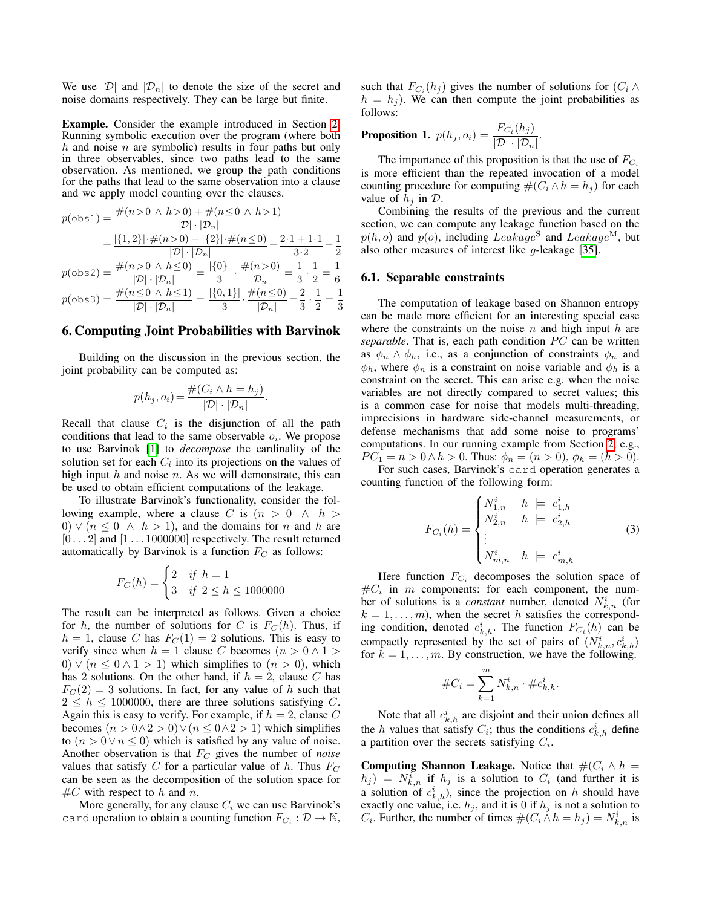We use $|\mathcal{D}|$ and $|\mathcal{D}_n|$ to denote the size of the secret and noise domains respectively. They can be large but finite.

**Example.** Consider the example introduced in Section 2. Running symbolic execution over the program (where both $h$ and noise $n$ are symbolic) results in four paths but only in three observables, since two paths lead to the same observation. As mentioned, we group the path conditions for the paths that lead to the same observation into a clause and we apply model counting over the clauses.

$$p(\texttt{obs1}) = \frac{\#(n>0 \wedge h>0) + \#(n\leq 0 \wedge h>1)}{|\mathcal{D}|\cdot|\mathcal{D}_n|}$$

$$= \frac{|\{1,2\}|\cdot\#(n>0) + |\{2\}|\cdot\#(n\leq 0)}{|\mathcal{D}|\cdot|\mathcal{D}_n|} = \frac{2\cdot 1+1\cdot 1}{3\cdot 2} = \frac{1}{2}$$

$$p(\texttt{obs2}) = \frac{\#(n>0 \wedge h\leq 0)}{|\mathcal{D}|\cdot|\mathcal{D}_n|} = \frac{|\{0\}|}{3}\cdot\frac{\#(n>0)}{|\mathcal{D}_n|} = \frac{1}{3}\cdot\frac{1}{2} = \frac{1}{6}$$

$$p(\texttt{obs3}) = \frac{\#(n\leq 0 \wedge h\leq 1)}{|\mathcal{D}|\cdot|\mathcal{D}_n|} = \frac{|\{0,1\}|}{3}\cdot\frac{\#(n\leq 0)}{|\mathcal{D}_n|} = \frac{2}{3}\cdot\frac{1}{2} = \frac{1}{3}$$

## 6. Computing Joint Probabilities with Barvinok

Building on the discussion in the previous section, the joint probability can be computed as:

$$p(h_j, o_i) = \frac{\#(C_i \wedge h = h_j)}{|\mathcal{D}|\cdot|\mathcal{D}_n|}.$$

Recall that clause $C_i$ is the disjunction of all the path conditions that lead to the same observable $o_i$. We propose to use Barvinok [1] to *decompose* the cardinality of the solution set for each $C_i$ into its projections on the values of high input $h$ and noise $n$. As we will demonstrate, this can be used to obtain efficient computations of the leakage.

To illustrate Barvinok's functionality, consider the following example, where a clause $C$ is $(n > 0 \wedge h > 0) \vee (n \leq 0 \wedge h > 1)$, and the domains for $n$ and $h$ are $[0 \ldots 2]$ and $[1 \ldots 1000000]$ respectively. The result returned automatically by Barvinok is a function $F_C$ as follows:

$$F_C(h) = \begin{cases} 2 & \textit{if } h = 1 \\ 3 & \textit{if } 2 \leq h \leq 1000000 \end{cases}$$

The result can be interpreted as follows. Given a choice for $h$, the number of solutions for $C$ is $F_C(h)$. Thus, if $h = 1$, clause $C$ has $F_C(1) = 2$ solutions. This is easy to verify since when $h = 1$ clause $C$ becomes $(n > 0 \wedge 1 > 0) \vee (n \leq 0 \wedge 1 > 1)$ which simplifies to $(n > 0)$, which has 2 solutions. On the other hand, if $h = 2$, clause $C$ has $F_C(2) = 3$ solutions. In fact, for any value of $h$ such that $2 \leq h \leq 1000000$, there are three solutions satisfying $C$. Again this is easy to verify. For example, if $h = 2$, clause $C$ becomes $(n > 0 \wedge 2 > 0) \vee (n \leq 0 \wedge 2 > 1)$ which simplifies to $(n > 0 \vee n \leq 0)$ which is satisfied by any value of noise. Another observation is that $F_C$ gives the number of *noise* values that satisfy $C$ for a particular value of $h$. Thus $F_C$ can be seen as the decomposition of the solution space for $\#C$ with respect to $h$ and $n$.

More generally, for any clause $C_i$ we can use Barvinok's `card` operation to obtain a counting function $F_{C_i} : \mathcal{D} \to \mathbb{N}$, such that $F_{C_i}(h_j)$ gives the number of solutions for $(C_i \wedge h = h_j)$. We can then compute the joint probabilities as follows:

**Proposition 1.** $p(h_j, o_i) = \dfrac{F_{C_i}(h_j)}{|\mathcal{D}|\cdot|\mathcal{D}_n|}$.

The importance of this proposition is that the use of $F_{C_i}$ is more efficient than the repeated invocation of a model counting procedure for computing $\#(C_i \wedge h = h_j)$ for each value of $h_j$ in $\mathcal{D}$.

Combining the results of the previous and the current section, we can compute any leakage function based on the $p(h, o)$ and $p(o)$, including $\mathit{Leakage}^{\mathrm{S}}$ and $\mathit{Leakage}^{\mathrm{M}}$, but also other measures of interest like $g$-leakage [35].

### 6.1. Separable constraints

The computation of leakage based on Shannon entropy can be made more efficient for an interesting special case where the constraints on the noise $n$ and high input $h$ are *separable*. That is, each path condition $PC$ can be written as $\phi_n \wedge \phi_h$, i.e., as a conjunction of constraints $\phi_n$ and $\phi_h$, where $\phi_n$ is a constraint on noise variable and $\phi_h$ is a constraint on the secret. This can arise e.g. when the noise variables are not directly compared to secret values; this is a common case for noise that models multi-threading, imprecisions in hardware side-channel measurements, or defense mechanisms that add some noise to programs' computations. In our running example from Section 2, e.g., $PC_1 = n > 0 \wedge h > 0$. Thus: $\phi_n = (n > 0)$, $\phi_h = (h > 0)$.

For such cases, Barvinok's `card` operation generates a counting function of the following form:

$$F_{C_i}(h) = \begin{cases} N^i_{1,n} & h \models c^i_{1,h} \\ N^i_{2,n} & h \models c^i_{2,h} \\ \vdots & \\ N^i_{m,n} & h \models c^i_{m,h} \end{cases} \tag{3}$$

Here function $F_{C_i}$ decomposes the solution space of $\#C_i$ in $m$ components: for each component, the number of solutions is a *constant* number, denoted $N^i_{k,n}$ (for $k = 1, \ldots, m$), when the secret $h$ satisfies the corresponding condition, denoted $c^i_{k,h}$. The function $F_{C_i}(h)$ can be compactly represented by the set of pairs of $\langle N^i_{k,n}, c^i_{k,h}\rangle$ for $k = 1, \ldots, m$. By construction, we have the following.

$$\#C_i = \sum_{k=1}^{m} N^i_{k,n} \cdot \#c^i_{k,h}.$$

Note that all $c^i_{k,h}$ are disjoint and their union defines all the $h$ values that satisfy $C_i$; thus the conditions $c^i_{k,h}$ define a partition over the secrets satisfying $C_i$.

**Computing Shannon Leakage.** Notice that $\#(C_i \wedge h = h_j) = N^i_{k,n}$ if $h_j$ is a solution to $C_i$ (and further it is a solution of $c^i_{k,h}$), since the projection on $h$ should have exactly one value, i.e. $h_j$, and it is 0 if $h_j$ is not a solution to $C_i$. Further, the number of times $\#(C_i \wedge h = h_j) = N^i_{k,n}$ is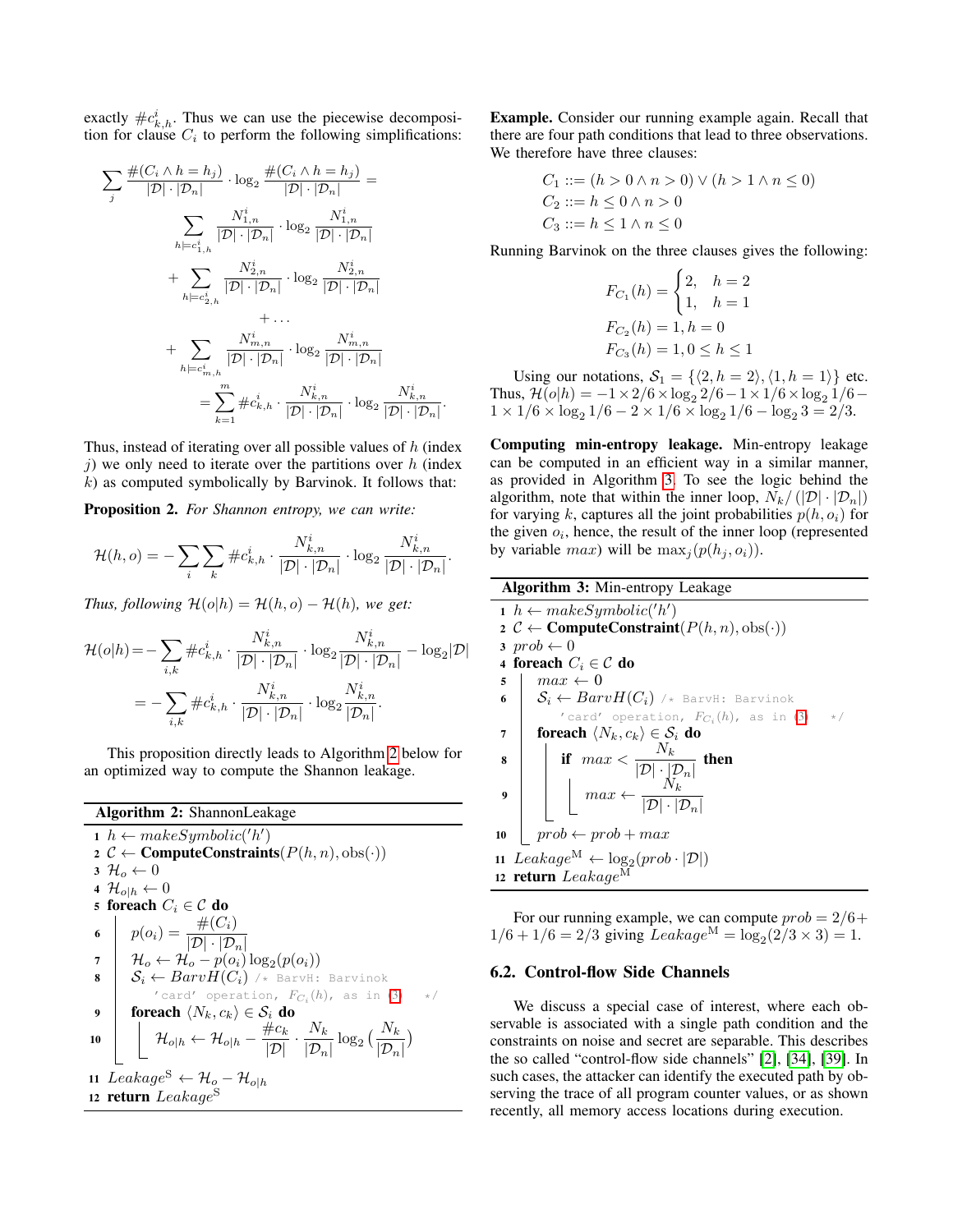exactly $\#c^i_{k,h}$. Thus we can use the piecewise decomposition for clause $C_i$ to perform the following simplifications:

$$
\begin{aligned}
\sum_j \frac{\#(C_i \wedge h = h_j)}{|\mathcal{D}| \cdot |\mathcal{D}_n|} \cdot \log_2 \frac{\#(C_i \wedge h = h_j)}{|\mathcal{D}| \cdot |\mathcal{D}_n|} = \\
\sum_{h \models c^i_{1,h}} \frac{N^i_{1,n}}{|\mathcal{D}| \cdot |\mathcal{D}_n|} \cdot \log_2 \frac{N^i_{1,n}}{|\mathcal{D}| \cdot |\mathcal{D}_n|} \\
+ \sum_{h \models c^i_{2,h}} \frac{N^i_{2,n}}{|\mathcal{D}| \cdot |\mathcal{D}_n|} \cdot \log_2 \frac{N^i_{2,n}}{|\mathcal{D}| \cdot |\mathcal{D}_n|} \\
+ \dots \\
+ \sum_{h \models c^i_{m,h}} \frac{N^i_{m,n}}{|\mathcal{D}| \cdot |\mathcal{D}_n|} \cdot \log_2 \frac{N^i_{m,n}}{|\mathcal{D}| \cdot |\mathcal{D}_n|} \\
= \sum_{k=1}^{m} \#c^i_{k,h} \cdot \frac{N^i_{k,n}}{|\mathcal{D}| \cdot |\mathcal{D}_n|} \cdot \log_2 \frac{N^i_{k,n}}{|\mathcal{D}| \cdot |\mathcal{D}_n|}.
\end{aligned}
$$

Thus, instead of iterating over all possible values of $h$ (index $j$) we only need to iterate over the partitions over $h$ (index $k$) as computed symbolically by Barvinok. It follows that:

**Proposition 2.** *For Shannon entropy, we can write:*

$$
\mathcal{H}(h, o) = -\sum_i \sum_k \#c^i_{k,h} \cdot \frac{N^i_{k,n}}{|\mathcal{D}| \cdot |\mathcal{D}_n|} \cdot \log_2 \frac{N^i_{k,n}}{|\mathcal{D}| \cdot |\mathcal{D}_n|}.
$$

*Thus, following $\mathcal{H}(o|h) = \mathcal{H}(h, o) - \mathcal{H}(h)$, we get:*

$$
\begin{aligned}
\mathcal{H}(o|h) &= -\sum_{i,k} \#c^i_{k,h} \cdot \frac{N^i_{k,n}}{|\mathcal{D}| \cdot |\mathcal{D}_n|} \cdot \log_2 \frac{N^i_{k,n}}{|\mathcal{D}| \cdot |\mathcal{D}_n|} - \log_2 |\mathcal{D}| \\
&= -\sum_{i,k} \#c^i_{k,h} \cdot \frac{N^i_{k,n}}{|\mathcal{D}| \cdot |\mathcal{D}_n|} \cdot \log_2 \frac{N^i_{k,n}}{|\mathcal{D}_n|}.
\end{aligned}
$$

This proposition directly leads to Algorithm 2 below for an optimized way to compute the Shannon leakage.

**Algorithm 2:** ShannonLeakage

```
1  h ← makeSymbolic('h')
2  C ← ComputeConstraints(P(h,n), obs(·))
3  H_o ← 0
4  H_{o|h} ← 0
5  foreach C_i ∈ C do
6      p(o_i) = #(C_i) / (|D| · |D_n|)
7      H_o ← H_o − p(o_i) log_2(p(o_i))
8      S_i ← BarvH(C_i)  /* BarvH: Barvinok 'card' operation, F_{C_i}(h), as in (3) */
9      foreach ⟨N_k, c_k⟩ ∈ S_i do
10         H_{o|h} ← H_{o|h} − (#c_k / |D|) · (N_k / |D_n|) log_2 (N_k / |D_n|)
11 Leakage^S ← H_o − H_{o|h}
12 return Leakage^S
```

**Example.** Consider our running example again. Recall that there are four path conditions that lead to three observations. We therefore have three clauses:

$$
\begin{aligned}
C_1 &::= (h > 0 \wedge n > 0) \vee (h > 1 \wedge n \leq 0) \\
C_2 &::= h \leq 0 \wedge n > 0 \\
C_3 &::= h \leq 1 \wedge n \leq 0
\end{aligned}
$$

Running Barvinok on the three clauses gives the following:

$$
\begin{aligned}
F_{C_1}(h) &= \begin{cases} 2, & h = 2 \\ 1, & h = 1 \end{cases} \\
F_{C_2}(h) &= 1, h = 0 \\
F_{C_3}(h) &= 1, 0 \leq h \leq 1
\end{aligned}
$$

Using our notations, $\mathcal{S}_1 = \{\langle 2, h = 2\rangle, \langle 1, h = 1\rangle\}$ etc. Thus, $\mathcal{H}(o|h) = -1 \times 2/6 \times \log_2 2/6 - 1 \times 1/6 \times \log_2 1/6 - 1 \times 1/6 \times \log_2 1/6 - 2 \times 1/6 \times \log_2 1/6 - \log_2 3 = 2/3$.

**Computing min-entropy leakage.** Min-entropy leakage can be computed in an efficient way in a similar manner, as provided in Algorithm 3. To see the logic behind the algorithm, note that within the inner loop, $N_k/(|\mathcal{D}| \cdot |\mathcal{D}_n|)$ for varying $k$, captures all the joint probabilities $p(h, o_i)$ for the given $o_i$, hence, the result of the inner loop (represented by variable $max$) will be $\max_j(p(h_j, o_i))$.

**Algorithm 3:** Min-entropy Leakage

```
1  h ← makeSymbolic('h')
2  C ← ComputeConstraint(P(h,n), obs(·))
3  prob ← 0
4  foreach C_i ∈ C do
5      max ← 0
6      S_i ← BarvH(C_i)  /* BarvH: Barvinok 'card' operation, F_{C_i}(h), as in (3) */
7      foreach ⟨N_k, c_k⟩ ∈ S_i do
8          if max < N_k / (|D| · |D_n|) then
9              max ← N_k / (|D| · |D_n|)
10     prob ← prob + max
11 Leakage^M ← log_2(prob · |D|)
12 return Leakage^M
```

For our running example, we can compute $prob = 2/6 + 1/6 + 1/6 = 2/3$ giving $Leakage^{\mathrm{M}} = \log_2(2/3 \times 3) = 1$.

## 6.2. Control-flow Side Channels

We discuss a special case of interest, where each observable is associated with a single path condition and the constraints on noise and secret are separable. This describes the so called "control-flow side channels" [2], [34], [39]. In such cases, the attacker can identify the executed path by observing the trace of all program counter values, or as shown recently, all memory access locations during execution.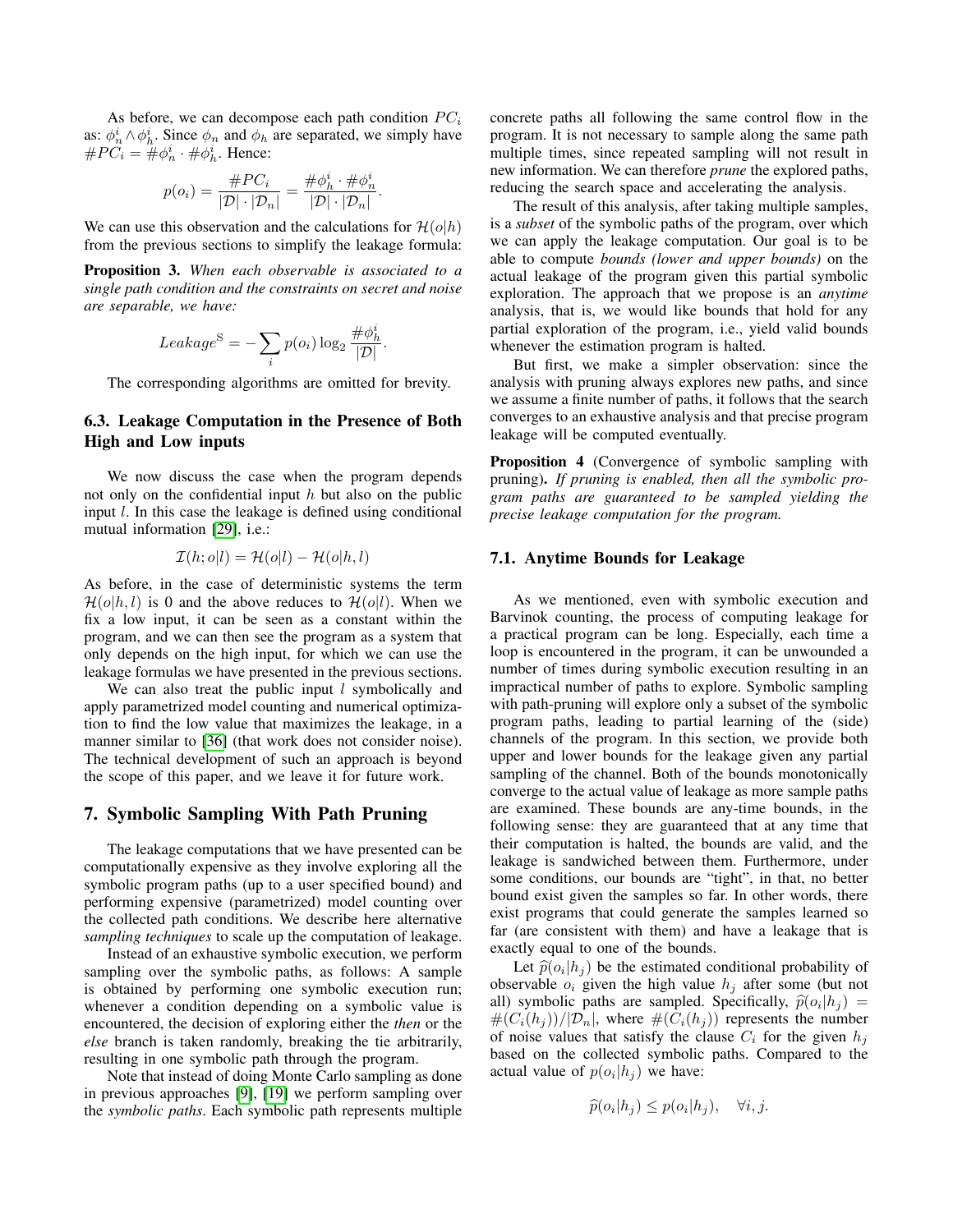As before, we can decompose each path condition $PC_i$ as: $\phi_n^i \wedge \phi_h^i$. Since $\phi_n$ and $\phi_h$ are separated, we simply have $\#PC_i = \#\phi_n^i \cdot \#\phi_h^i$. Hence:

$$p(o_i) = \frac{\#PC_i}{|\mathcal{D}| \cdot |\mathcal{D}_n|} = \frac{\#\phi_h^i \cdot \#\phi_n^i}{|\mathcal{D}| \cdot |\mathcal{D}_n|}.$$

We can use this observation and the calculations for $\mathcal{H}(o|h)$ from the previous sections to simplify the leakage formula:

**Proposition 3.** *When each observable is associated to a single path condition and the constraints on secret and noise are separable, we have:*

$$Leakage^{\mathrm{S}} = -\sum_i p(o_i) \log_2 \frac{\#\phi_h^i}{|\mathcal{D}|}.$$

The corresponding algorithms are omitted for brevity.

### 6.3. Leakage Computation in the Presence of Both High and Low inputs

We now discuss the case when the program depends not only on the confidential input $h$ but also on the public input $l$. In this case the leakage is defined using conditional mutual information [29], i.e.:

$$\mathcal{I}(h; o|l) = \mathcal{H}(o|l) - \mathcal{H}(o|h, l)$$

As before, in the case of deterministic systems the term $\mathcal{H}(o|h, l)$ is 0 and the above reduces to $\mathcal{H}(o|l)$. When we fix a low input, it can be seen as a constant within the program, and we can then see the program as a system that only depends on the high input, for which we can use the leakage formulas we have presented in the previous sections.

We can also treat the public input $l$ symbolically and apply parametrized model counting and numerical optimization to find the low value that maximizes the leakage, in a manner similar to [36] (that work does not consider noise). The technical development of such an approach is beyond the scope of this paper, and we leave it for future work.

## 7. Symbolic Sampling With Path Pruning

The leakage computations that we have presented can be computationally expensive as they involve exploring all the symbolic program paths (up to a user specified bound) and performing expensive (parametrized) model counting over the collected path conditions. We describe here alternative *sampling techniques* to scale up the computation of leakage.

Instead of an exhaustive symbolic execution, we perform sampling over the symbolic paths, as follows: A sample is obtained by performing one symbolic execution run; whenever a condition depending on a symbolic value is encountered, the decision of exploring either the *then* or the *else* branch is taken randomly, breaking the tie arbitrarily, resulting in one symbolic path through the program.

Note that instead of doing Monte Carlo sampling as done in previous approaches [9], [19] we perform sampling over the *symbolic paths*. Each symbolic path represents multiple concrete paths all following the same control flow in the program. It is not necessary to sample along the same path multiple times, since repeated sampling will not result in new information. We can therefore *prune* the explored paths, reducing the search space and accelerating the analysis.

The result of this analysis, after taking multiple samples, is a *subset* of the symbolic paths of the program, over which we can apply the leakage computation. Our goal is to be able to compute *bounds (lower and upper bounds)* on the actual leakage of the program given this partial symbolic exploration. The approach that we propose is an *anytime* analysis, that is, we would like bounds that hold for any partial exploration of the program, i.e., yield valid bounds whenever the estimation program is halted.

But first, we make a simpler observation: since the analysis with pruning always explores new paths, and since we assume a finite number of paths, it follows that the search converges to an exhaustive analysis and that precise program leakage will be computed eventually.

**Proposition 4** (Convergence of symbolic sampling with pruning)**.** *If pruning is enabled, then all the symbolic program paths are guaranteed to be sampled yielding the precise leakage computation for the program.*

### 7.1. Anytime Bounds for Leakage

As we mentioned, even with symbolic execution and Barvinok counting, the process of computing leakage for a practical program can be long. Especially, each time a loop is encountered in the program, it can be unwounded a number of times during symbolic execution resulting in an impractical number of paths to explore. Symbolic sampling with path-pruning will explore only a subset of the symbolic program paths, leading to partial learning of the (side) channels of the program. In this section, we provide both upper and lower bounds for the leakage given any partial sampling of the channel. Both of the bounds monotonically converge to the actual value of leakage as more sample paths are examined. These bounds are any-time bounds, in the following sense: they are guaranteed that at any time that their computation is halted, the bounds are valid, and the leakage is sandwiched between them. Furthermore, under some conditions, our bounds are "tight", in that, no better bound exist given the samples so far. In other words, there exist programs that could generate the samples learned so far (are consistent with them) and have a leakage that is exactly equal to one of the bounds.

Let $\widehat{p}(o_i|h_j)$ be the estimated conditional probability of observable $o_i$ given the high value $h_j$ after some (but not all) symbolic paths are sampled. Specifically, $\widehat{p}(o_i|h_j) = \#(C_i(h_j))/|\mathcal{D}_n|$, where $\#(C_i(h_j))$ represents the number of noise values that satisfy the clause $C_i$ for the given $h_j$ based on the collected symbolic paths. Compared to the actual value of $p(o_i|h_j)$ we have:

$$\widehat{p}(o_i|h_j) \leq p(o_i|h_j), \quad \forall i, j.$$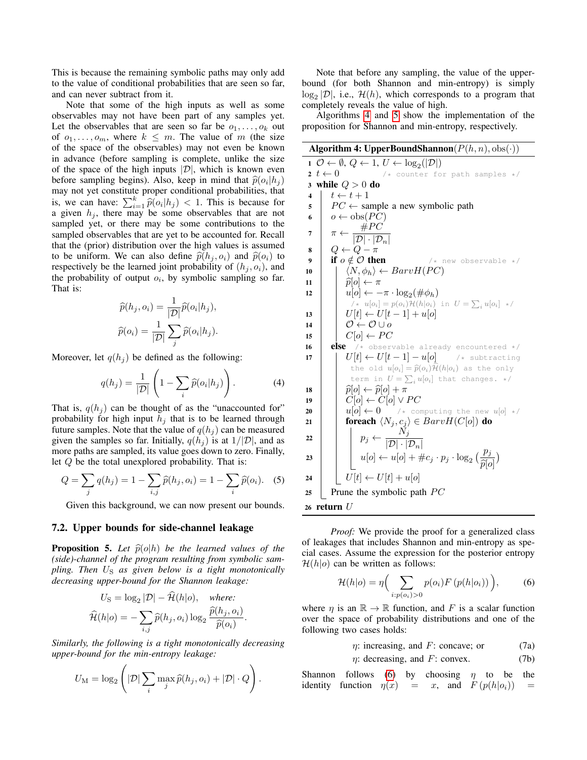This is because the remaining symbolic paths may only add to the value of conditional probabilities that are seen so far, and can never subtract from it.

Note that some of the high inputs as well as some observables may not have been part of any samples yet. Let the observables that are seen so far be $o_1, \dots, o_k$ out of $o_1, \dots, o_m$, where $k \leq m$. The value of $m$ (the size of the space of the observables) may not even be known in advance (before sampling is complete, unlike the size of the space of the high inputs $|\mathcal{D}|$, which is known even before sampling begins). Also, keep in mind that $\widehat{p}(o_i|h_j)$ may not yet constitute proper conditional probabilities, that is, we can have: $\sum_{i=1}^{k} \widehat{p}(o_i|h_j) < 1$. This is because for a given $h_j$, there may be some observables that are not sampled yet, or there may be some contributions to the sampled observables that are yet to be accounted for. Recall that the (prior) distribution over the high values is assumed to be uniform. We can also define $\widehat{p}(h_j, o_i)$ and $\widehat{p}(o_i)$ to respectively be the learned joint probability of $(h_j, o_i)$, and the probability of output $o_i$, by symbolic sampling so far. That is:

$$\widehat{p}(h_j, o_i) = \frac{1}{|\mathcal{D}|}\widehat{p}(o_i|h_j),$$

$$\widehat{p}(o_i) = \frac{1}{|\mathcal{D}|}\sum_j \widehat{p}(o_i|h_j).$$

Moreover, let $q(h_j)$ be defined as the following:

$$q(h_j) = \frac{1}{|\mathcal{D}|}\left(1 - \sum_i \widehat{p}(o_i|h_j)\right). \tag{4}$$

That is, $q(h_j)$ can be thought of as the "unaccounted for" probability for high input $h_j$ that is to be learned through future samples. Note that the value of $q(h_j)$ can be measured given the samples so far. Initially, $q(h_j)$ is at $1/|\mathcal{D}|$, and as more paths are sampled, its value goes down to zero. Finally, let $Q$ be the total unexplored probability. That is:

$$Q = \sum_j q(h_j) = 1 - \sum_{i,j} \widehat{p}(h_j, o_i) = 1 - \sum_i \widehat{p}(o_i). \tag{5}$$

Given this background, we can now present our bounds.

### 7.2. Upper bounds for side-channel leakage

**Proposition 5.** *Let $\widehat{p}(o|h)$ be the learned values of the (side)-channel of the program resulting from symbolic sampling. Then $U_{\mathrm{S}}$ as given below is a tight monotonically decreasing upper-bound for the Shannon leakage:*

$$U_{\mathrm{S}} = \log_2 |\mathcal{D}| - \widehat{\mathcal{H}}(h|o), \quad \textit{where:}$$

$$\widehat{\mathcal{H}}(h|o) = -\sum_{i,j} \widehat{p}(h_j, o_i) \log_2 \frac{\widehat{p}(h_j, o_i)}{\widehat{p}(o_i)}.$$

*Similarly, the following is a tight monotonically decreasing upper-bound for the min-entropy leakage:*

$$U_{\mathrm{M}} = \log_2 \left(|\mathcal{D}| \sum_i \max_j \widehat{p}(h_j, o_i) + |\mathcal{D}| \cdot Q\right).$$

Note that before any sampling, the value of the upper-bound (for both Shannon and min-entropy) is simply $\log_2 |\mathcal{D}|$, i.e., $\mathcal{H}(h)$, which corresponds to a program that completely reveals the value of high.

Algorithms 4 and 5 show the implementation of the proposition for Shannon and min-entropy, respectively.

**Algorithm 4: UpperBoundShannon**$(P(h, n), \mathrm{obs}(\cdot))$

```
1  O ← ∅, Q ← 1, U ← log2(|D|)
2  t ← 0                    /* counter for path samples */
3  while Q > 0 do
4      t ← t + 1
5      PC ← sample a new symbolic path
6      o ← obs(PC)
7      π ← #PC / (|D| · |D_n|)
8      Q ← Q − π
9      if o ∉ O then                       /* new observable */
10         ⟨N, φ_h⟩ ← BarvH(PC)
11         p̂[o] ← π
12         u[o] ← −π · log2(#φ_h)
               /* u[o_i] = p(o_i)H(h|o_i) in U = Σ_i u[o_i] */
13         U[t] ← U[t−1] + u[o]
14         O ← O ∪ o
15         C[o] ← PC
16     else  /* observable already encountered */
17         U[t] ← U[t−1] − u[o]      /* subtracting
               the old u[o_i] = p̂(o_i)Ĥ(h|o_i) as the only
               term in U = Σ_i u[o_i] that changes. */
18         p̂[o] ← p̂[o] + π
19         C[o] ← C[o] ∨ PC
20         u[o] ← 0    /* computing the new u[o] */
21         foreach ⟨N_j, c_j⟩ ∈ BarvH(C[o]) do
22             p_j ← N_j / (|D| · |D_n|)
23             u[o] ← u[o] + #c_j · p_j · log2(p_j / p̂[o])
24         U[t] ← U[t] + u[o]
25     Prune the symbolic path PC
26 return U
```

*Proof:* We provide the proof for a generalized class of leakages that includes Shannon and min-entropy as special cases. Assume the expression for the posterior entropy $\mathcal{H}(h|o)$ can be written as follows:

$$\mathcal{H}(h|o) = \eta\Big(\sum_{i:p(o_i)>0} p(o_i) F\left(p(h|o_i)\right)\Big), \tag{6}$$

where $\eta$ is an $\mathbb{R} \to \mathbb{R}$ function, and $F$ is a scalar function over the space of probability distributions and one of the following two cases holds:

$$\eta\text{: increasing, and } F\text{: concave; or} \tag{7a}$$

$$\eta\text{: decreasing, and } F\text{: convex.} \tag{7b}$$

Shannon follows (6) by choosing $\eta$ to be the identity function $\eta(x) = x$, and $F\left(p(h|o_i)\right) =$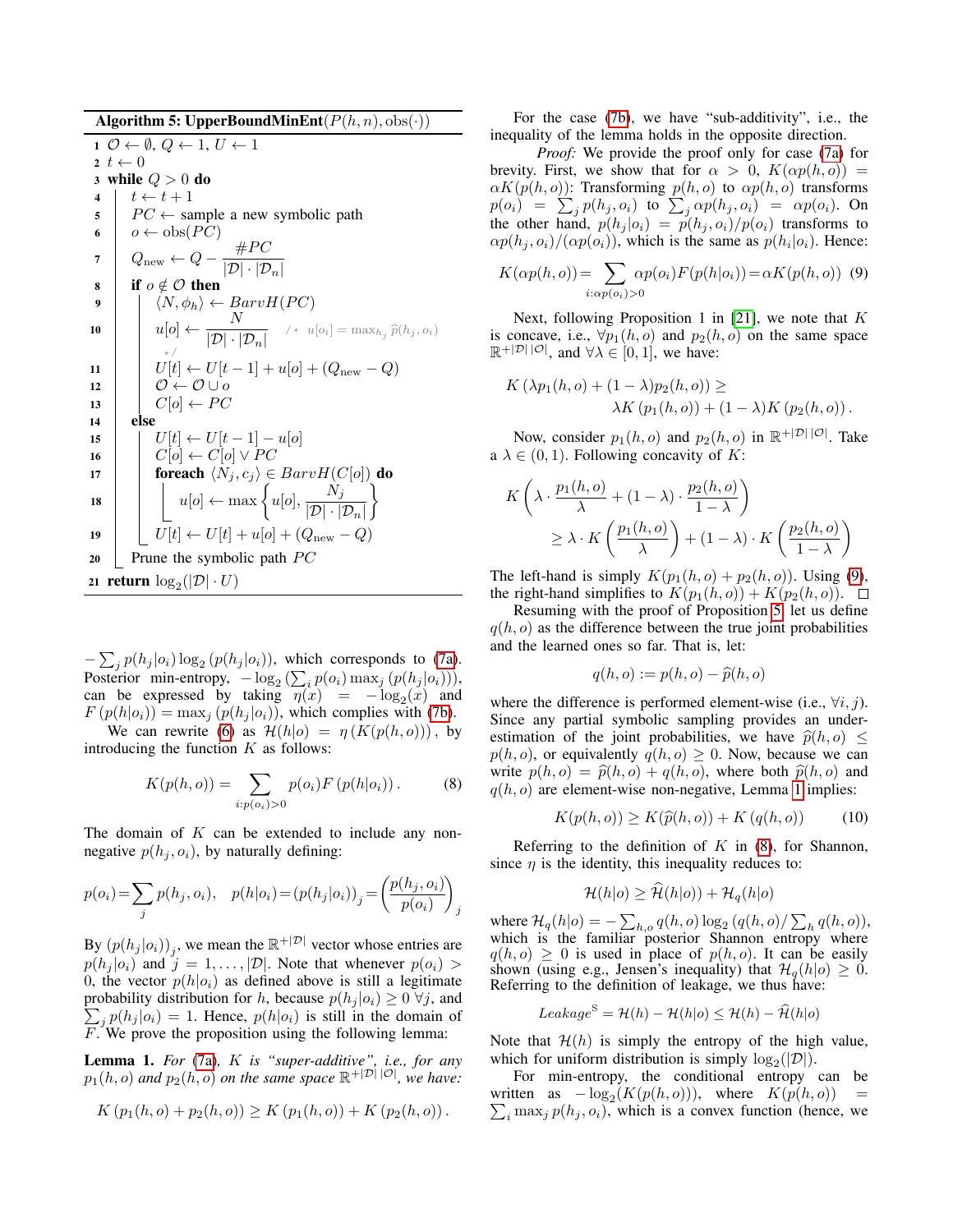**Algorithm 5: UpperBoundMinEnt**$(P(h,n), \text{obs}(\cdot))$

```
1  O ← ∅, Q ← 1, U ← 1
2  t ← 0
3  while Q > 0 do
4  |  t ← t + 1
5  |  PC ← sample a new symbolic path
6  |  o ← obs(PC)
7  |  Q_new ← Q − #PC / (|D| · |D_n|)
8  |  if o ∉ O then
9  |  |  ⟨N, φ_h⟩ ← BarvH(PC)
10 |  |  u[o] ← N / (|D| · |D_n|)     /* u[o_i] = max_{h_j} p̂(h_j, o_i) */
11 |  |  U[t] ← U[t − 1] + u[o] + (Q_new − Q)
12 |  |  O ← O ∪ o
13 |  |  C[o] ← PC
14 |  else
15 |  |  U[t] ← U[t − 1] − u[o]
16 |  |  C[o] ← C[o] ∨ PC
17 |  |  foreach ⟨N_j, c_j⟩ ∈ BarvH(C[o]) do
18 |  |  |  u[o] ← max{ u[o], N_j / (|D| · |D_n|) }
19 |  |  U[t] ← U[t] + u[o] + (Q_new − Q)
20 |  Prune the symbolic path PC
21 return log_2(|D| · U)
```

$-\sum_j p(h_j|o_i)\log_2(p(h_j|o_i))$, which corresponds to (7a). Posterior min-entropy, $-\log_2\left(\sum_i p(o_i)\max_j(p(h_j|o_i))\right)$, can be expressed by taking $\eta(x) = -\log_2(x)$ and $F(p(h|o_i)) = \max_j(p(h_j|o_i))$, which complies with (7b).

We can rewrite (6) as $\mathcal{H}(h|o) = \eta(K(p(h,o)))$, by introducing the function $K$ as follows:

$$K(p(h,o)) = \sum_{i:p(o_i)>0} p(o_i) F(p(h|o_i)). \tag{8}$$

The domain of $K$ can be extended to include any non-negative $p(h_j,o_i)$, by naturally defining:

$$p(o_i) = \sum_j p(h_j,o_i), \quad p(h|o_i) = (p(h_j|o_i))_j = \left(\frac{p(h_j,o_i)}{p(o_i)}\right)_j$$

By $(p(h_j|o_i))_j$, we mean the $\mathbb{R}^{+|\mathcal{D}|}$ vector whose entries are $p(h_j|o_i)$ and $j = 1,\ldots,|\mathcal{D}|$. Note that whenever $p(o_i) > 0$, the vector $p(h|o_i)$ as defined above is still a legitimate probability distribution for $h$, because $p(h_j|o_i) \geq 0\ \forall j$, and $\sum_j p(h_j|o_i) = 1$. Hence, $p(h|o_i)$ is still in the domain of $F$. We prove the proposition using the following lemma:

**Lemma 1.** *For (7a), $K$ is "super-additive", i.e., for any $p_1(h,o)$ and $p_2(h,o)$ on the same space $\mathbb{R}^{+|\mathcal{D}||\mathcal{O}|}$, we have:*

$$K(p_1(h,o) + p_2(h,o)) \geq K(p_1(h,o)) + K(p_2(h,o)).$$

For the case (7b), we have "sub-additivity", i.e., the inequality of the lemma holds in the opposite direction.

*Proof:* We provide the proof only for case (7a) for brevity. First, we show that for $\alpha > 0$, $K(\alpha p(h,o)) = \alpha K(p(h,o))$: Transforming $p(h,o)$ to $\alpha p(h,o)$ transforms $p(o_i) = \sum_j p(h_j,o_i)$ to $\sum_j \alpha p(h_j,o_i) = \alpha p(o_i)$. On the other hand, $p(h_j|o_i) = p(h_j,o_i)/p(o_i)$ transforms to $\alpha p(h_j,o_i)/(\alpha p(o_i))$, which is the same as $p(h_i|o_i)$. Hence:

$$K(\alpha p(h,o)) = \sum_{i:\alpha p(o_i)>0} \alpha p(o_i) F(p(h|o_i)) = \alpha K(p(h,o)) \tag{9}$$

Next, following Proposition 1 in [21], we note that $K$ is concave, i.e., $\forall p_1(h,o)$ and $p_2(h,o)$ on the same space $\mathbb{R}^{+|\mathcal{D}||\mathcal{O}|}$, and $\forall \lambda \in [0,1]$, we have:

$$K(\lambda p_1(h,o) + (1-\lambda)p_2(h,o)) \geq \lambda K(p_1(h,o)) + (1-\lambda)K(p_2(h,o)).$$

Now, consider $p_1(h,o)$ and $p_2(h,o)$ in $\mathbb{R}^{+|\mathcal{D}||\mathcal{O}|}$. Take a $\lambda \in (0,1)$. Following concavity of $K$:

$$K\left(\lambda \cdot \frac{p_1(h,o)}{\lambda} + (1-\lambda)\cdot\frac{p_2(h,o)}{1-\lambda}\right) \geq \lambda \cdot K\left(\frac{p_1(h,o)}{\lambda}\right) + (1-\lambda)\cdot K\left(\frac{p_2(h,o)}{1-\lambda}\right)$$

The left-hand is simply $K(p_1(h,o) + p_2(h,o))$. Using (9), the right-hand simplifies to $K(p_1(h,o)) + K(p_2(h,o))$. □

Resuming with the proof of Proposition 5, let us define $q(h,o)$ as the difference between the true joint probabilities and the learned ones so far. That is, let:

$$q(h,o) := p(h,o) - \widehat{p}(h,o)$$

where the difference is performed element-wise (i.e., $\forall i,j$). Since any partial symbolic sampling provides an under-estimation of the joint probabilities, we have $\widehat{p}(h,o) \leq p(h,o)$, or equivalently $q(h,o) \geq 0$. Now, because we can write $p(h,o) = \widehat{p}(h,o) + q(h,o)$, where both $\widehat{p}(h,o)$ and $q(h,o)$ are element-wise non-negative, Lemma 1 implies:

$$K(p(h,o)) \geq K(\widehat{p}(h,o)) + K(q(h,o)) \tag{10}$$

Referring to the definition of $K$ in (8), for Shannon, since $\eta$ is the identity, this inequality reduces to:

$$\mathcal{H}(h|o) \geq \widehat{\mathcal{H}}(h|o)) + \mathcal{H}_q(h|o)$$

where $\mathcal{H}_q(h|o) = -\sum_{h,o} q(h,o)\log_2\left(q(h,o)/\sum_h q(h,o)\right)$, which is the familiar posterior Shannon entropy where $q(h,o) \geq 0$ is used in place of $p(h,o)$. It can be easily shown (using e.g., Jensen's inequality) that $\mathcal{H}_q(h|o) \geq 0$. Referring to the definition of leakage, we thus have:

$$\mathit{Leakage}^{\mathrm{S}} = \mathcal{H}(h) - \mathcal{H}(h|o) \leq \mathcal{H}(h) - \widehat{\mathcal{H}}(h|o)$$

Note that $\mathcal{H}(h)$ is simply the entropy of the high value, which for uniform distribution is simply $\log_2(|\mathcal{D}|)$.

For min-entropy, the conditional entropy can be written as $-\log_2(K(p(h,o)))$, where $K(p(h,o)) = \sum_i \max_j p(h_j,o_i)$, which is a convex function (hence, we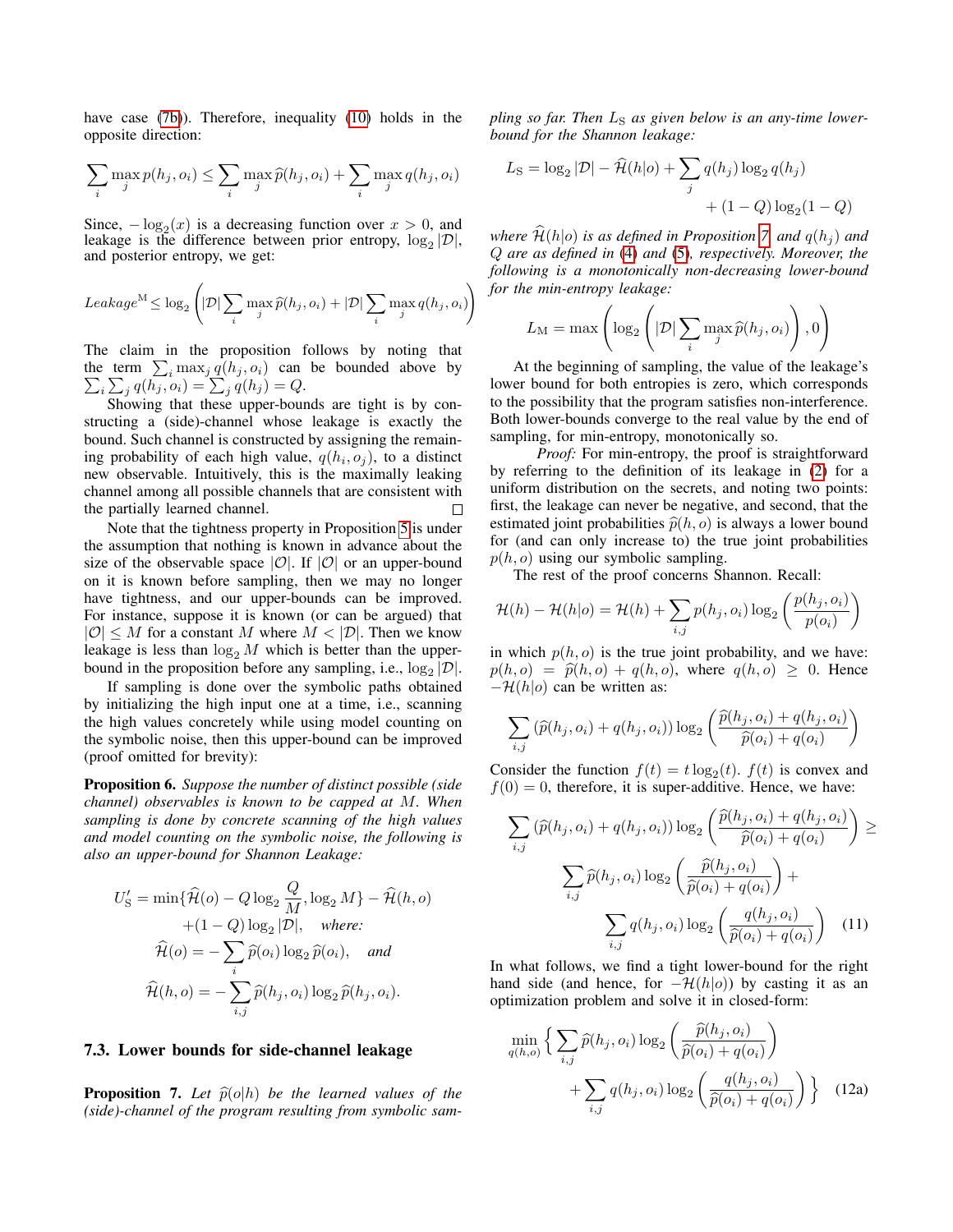have case (7b). Therefore, inequality (10) holds in the opposite direction:

$$\sum_i \max_j p(h_j, o_i) \leq \sum_i \max_j \widehat{p}(h_j, o_i) + \sum_i \max_j q(h_j, o_i)$$

Since, $-\log_2(x)$ is a decreasing function over $x > 0$, and leakage is the difference between prior entropy, $\log_2 |\mathcal{D}|$, and posterior entropy, we get:

$$Leakage^{\mathrm{M}} \leq \log_2 \left( |\mathcal{D}| \sum_i \max_j \widehat{p}(h_j, o_i) + |\mathcal{D}| \sum_i \max_j q(h_j, o_i) \right)$$

The claim in the proposition follows by noting that the term $\sum_i \max_j q(h_j, o_i)$ can be bounded above by $\sum_i \sum_j q(h_j, o_i) = \sum_j q(h_j) = Q$.

Showing that these upper-bounds are tight is by constructing a (side)-channel whose leakage is exactly the bound. Such channel is constructed by assigning the remaining probability of each high value, $q(h_i, o_j)$, to a distinct new observable. Intuitively, this is the maximally leaking channel among all possible channels that are consistent with the partially learned channel. □

Note that the tightness property in Proposition 5 is under the assumption that nothing is known in advance about the size of the observable space $|\mathcal{O}|$. If $|\mathcal{O}|$ or an upper-bound on it is known before sampling, then we may no longer have tightness, and our upper-bounds can be improved. For instance, suppose it is known (or can be argued) that $|\mathcal{O}| \leq M$ for a constant $M$ where $M < |\mathcal{D}|$. Then we know leakage is less than $\log_2 M$ which is better than the upper-bound in the proposition before any sampling, i.e., $\log_2 |\mathcal{D}|$.

If sampling is done over the symbolic paths obtained by initializing the high input one at a time, i.e., scanning the high values concretely while using model counting on the symbolic noise, then this upper-bound can be improved (proof omitted for brevity):

**Proposition 6.** *Suppose the number of distinct possible (side channel) observables is known to be capped at $M$. When sampling is done by concrete scanning of the high values and model counting on the symbolic noise, the following is also an upper-bound for Shannon Leakage:*

$$U'_{\mathrm{S}} = \min\{\widehat{\mathcal{H}}(o) - Q \log_2 \frac{Q}{M}, \log_2 M\} - \widehat{\mathcal{H}}(h, o) + (1 - Q) \log_2 |\mathcal{D}|, \quad \textit{where:}$$
$$\widehat{\mathcal{H}}(o) = -\sum_i \widehat{p}(o_i) \log_2 \widehat{p}(o_i), \quad \textit{and}$$
$$\widehat{\mathcal{H}}(h, o) = -\sum_{i,j} \widehat{p}(h_j, o_i) \log_2 \widehat{p}(h_j, o_i).$$

### 7.3. Lower bounds for side-channel leakage

**Proposition 7.** *Let $\widehat{p}(o|h)$ be the learned values of the (side)-channel of the program resulting from symbolic sampling so far. Then $L_{\mathrm{S}}$ as given below is an any-time lower-bound for the Shannon leakage:*

$$L_{\mathrm{S}} = \log_2 |\mathcal{D}| - \widehat{\mathcal{H}}(h|o) + \sum_j q(h_j) \log_2 q(h_j) + (1 - Q) \log_2 (1 - Q)$$

*where $\widehat{\mathcal{H}}(h|o)$ is as defined in Proposition 7, and $q(h_j)$ and $Q$ are as defined in (4) and (5), respectively. Moreover, the following is a monotonically non-decreasing lower-bound for the min-entropy leakage:*

$$L_{\mathrm{M}} = \max \left( \log_2 \left( |\mathcal{D}| \sum_i \max_j \widehat{p}(h_j, o_i) \right), 0 \right)$$

At the beginning of sampling, the value of the leakage's lower bound for both entropies is zero, which corresponds to the possibility that the program satisfies non-interference. Both lower-bounds converge to the real value by the end of sampling, for min-entropy, monotonically so.

*Proof:* For min-entropy, the proof is straightforward by referring to the definition of its leakage in (2) for a uniform distribution on the secrets, and noting two points: first, the leakage can never be negative, and second, that the estimated joint probabilities $\widehat{p}(h, o)$ is always a lower bound for (and can only increase to) the true joint probabilities $p(h, o)$ using our symbolic sampling.

The rest of the proof concerns Shannon. Recall:

$$\mathcal{H}(h) - \mathcal{H}(h|o) = \mathcal{H}(h) + \sum_{i,j} p(h_j, o_i) \log_2 \left( \frac{p(h_j, o_i)}{p(o_i)} \right)$$

in which $p(h, o)$ is the true joint probability, and we have: $p(h, o) = \widehat{p}(h, o) + q(h, o)$, where $q(h, o) \geq 0$. Hence $-\mathcal{H}(h|o)$ can be written as:

$$\sum_{i,j} (\widehat{p}(h_j, o_i) + q(h_j, o_i)) \log_2 \left( \frac{\widehat{p}(h_j, o_i) + q(h_j, o_i)}{\widehat{p}(o_i) + q(o_i)} \right)$$

Consider the function $f(t) = t \log_2(t)$. $f(t)$ is convex and $f(0) = 0$, therefore, it is super-additive. Hence, we have:

$$\sum_{i,j} (\widehat{p}(h_j, o_i) + q(h_j, o_i)) \log_2 \left( \frac{\widehat{p}(h_j, o_i) + q(h_j, o_i)}{\widehat{p}(o_i) + q(o_i)} \right) \geq \sum_{i,j} \widehat{p}(h_j, o_i) \log_2 \left( \frac{\widehat{p}(h_j, o_i)}{\widehat{p}(o_i) + q(o_i)} \right) + \sum_{i,j} q(h_j, o_i) \log_2 \left( \frac{q(h_j, o_i)}{\widehat{p}(o_i) + q(o_i)} \right) \quad (11)$$

In what follows, we find a tight lower-bound for the right hand side (and hence, for $-\mathcal{H}(h|o)$) by casting it as an optimization problem and solve it in closed-form:

$$\min_{q(h,o)} \left\{ \sum_{i,j} \widehat{p}(h_j, o_i) \log_2 \left( \frac{\widehat{p}(h_j, o_i)}{\widehat{p}(o_i) + q(o_i)} \right) + \sum_{i,j} q(h_j, o_i) \log_2 \left( \frac{q(h_j, o_i)}{\widehat{p}(o_i) + q(o_i)} \right) \right\} \quad (12a)$$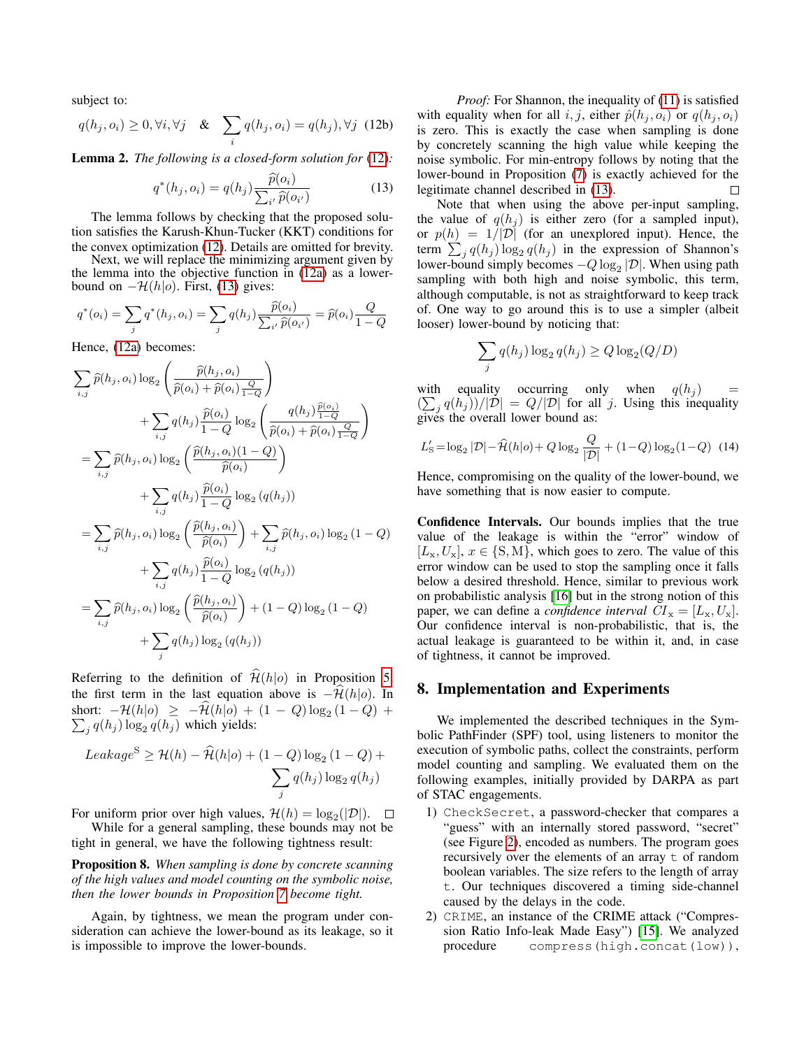subject to:

$$q(h_j, o_i) \geq 0, \forall i, \forall j \quad \& \quad \sum_i q(h_j, o_i) = q(h_j), \forall j \quad \text{(12b)}$$

**Lemma 2.** *The following is a closed-form solution for (12):*

$$q^*(h_j, o_i) = q(h_j) \frac{\widehat{p}(o_i)}{\sum_{i'} \widehat{p}(o_{i'})} \quad (13)$$

The lemma follows by checking that the proposed solution satisfies the Karush-Khun-Tucker (KKT) conditions for the convex optimization (12). Details are omitted for brevity.

Next, we will replace the minimizing argument given by the lemma into the objective function in (12a) as a lower-bound on $-\mathcal{H}(h|o)$. First, (13) gives:

$$q^*(o_i) = \sum_j q^*(h_j, o_i) = \sum_j q(h_j) \frac{\widehat{p}(o_i)}{\sum_{i'} \widehat{p}(o_{i'})} = \widehat{p}(o_i) \frac{Q}{1-Q}$$

Hence, (12a) becomes:

$$\begin{aligned}
&\sum_{i,j} \widehat{p}(h_j, o_i) \log_2 \left( \frac{\widehat{p}(h_j, o_i)}{\widehat{p}(o_i) + \widehat{p}(o_i) \frac{Q}{1-Q}} \right) \\
&\qquad + \sum_{i,j} q(h_j) \frac{\widehat{p}(o_i)}{1-Q} \log_2 \left( \frac{q(h_j) \frac{\widehat{p}(o_i)}{1-Q}}{\widehat{p}(o_i) + \widehat{p}(o_i) \frac{Q}{1-Q}} \right) \\
&= \sum_{i,j} \widehat{p}(h_j, o_i) \log_2 \left( \frac{\widehat{p}(h_j, o_i)(1-Q)}{\widehat{p}(o_i)} \right) \\
&\qquad + \sum_{i,j} q(h_j) \frac{\widehat{p}(o_i)}{1-Q} \log_2 (q(h_j)) \\
&= \sum_{i,j} \widehat{p}(h_j, o_i) \log_2 \left( \frac{\widehat{p}(h_j, o_i)}{\widehat{p}(o_i)} \right) + \sum_{i,j} \widehat{p}(h_j, o_i) \log_2 (1-Q) \\
&\qquad + \sum_{i,j} q(h_j) \frac{\widehat{p}(o_i)}{1-Q} \log_2 (q(h_j)) \\
&= \sum_{i,j} \widehat{p}(h_j, o_i) \log_2 \left( \frac{\widehat{p}(h_j, o_i)}{\widehat{p}(o_i)} \right) + (1-Q) \log_2 (1-Q) \\
&\qquad + \sum_j q(h_j) \log_2 (q(h_j))
\end{aligned}$$

Referring to the definition of $\widehat{\mathcal{H}}(h|o)$ in Proposition 5, the first term in the last equation above is $-\widehat{\mathcal{H}}(h|o)$. In short: $-\mathcal{H}(h|o) \geq -\widehat{\mathcal{H}}(h|o) + (1-Q)\log_2(1-Q) + \sum_j q(h_j)\log_2 q(h_j)$ which yields:

$$Leakage^{\mathrm{S}} \geq \mathcal{H}(h) - \widehat{\mathcal{H}}(h|o) + (1-Q)\log_2(1-Q) + \sum_j q(h_j) \log_2 q(h_j)$$

For uniform prior over high values, $\mathcal{H}(h) = \log_2(|\mathcal{D}|)$. □

While for a general sampling, these bounds may not be tight in general, we have the following tightness result:

**Proposition 8.** *When sampling is done by concrete scanning of the high values and model counting on the symbolic noise, then the lower bounds in Proposition 7 become tight.*

Again, by tightness, we mean the program under consideration can achieve the lower-bound as its leakage, so it is impossible to improve the lower-bounds.

*Proof:* For Shannon, the inequality of (11) is satisfied with equality when for all $i, j$, either $\hat{p}(h_j, o_i)$ or $q(h_j, o_i)$ is zero. This is exactly the case when sampling is done by concretely scanning the high value while keeping the noise symbolic. For min-entropy follows by noting that the lower-bound in Proposition (7) is exactly achieved for the legitimate channel described in (13). □

Note that when using the above per-input sampling, the value of $q(h_j)$ is either zero (for a sampled input), or $p(h) = 1/|\mathcal{D}|$ (for an unexplored input). Hence, the term $\sum_j q(h_j) \log_2 q(h_j)$ in the expression of Shannon's lower-bound simply becomes $-Q \log_2 |\mathcal{D}|$. When using path sampling with both high and noise symbolic, this term, although computable, is not as straightforward to keep track of. One way to go around this is to use a simpler (albeit looser) lower-bound by noticing that:

$$\sum_j q(h_j) \log_2 q(h_j) \geq Q \log_2 (Q/D)$$

with equality occurring only when $q(h_j) = (\sum_j q(h_j))/|\mathcal{D}| = Q/|\mathcal{D}|$ for all $j$. Using this inequality gives the overall lower bound as:

$$L'_{\mathrm{S}} = \log_2 |\mathcal{D}| - \widehat{\mathcal{H}}(h|o) + Q \log_2 \frac{Q}{|\mathcal{D}|} + (1-Q)\log_2(1-Q) \quad (14)$$

Hence, compromising on the quality of the lower-bound, we have something that is now easier to compute.

**Confidence Intervals.** Our bounds implies that the true value of the leakage is within the "error" window of $[L_{\mathrm{x}}, U_{\mathrm{x}}]$, $x \in \{\mathrm{S}, \mathrm{M}\}$, which goes to zero. The value of this error window can be used to stop the sampling once it falls below a desired threshold. Hence, similar to previous work on probabilistic analysis [16] but in the strong notion of this paper, we can define a *confidence interval* $CI_{\mathrm{x}} = [L_{\mathrm{x}}, U_{\mathrm{x}}]$. Our confidence interval is non-probabilistic, that is, the actual leakage is guaranteed to be within it, and, in case of tightness, it cannot be improved.

## 8. Implementation and Experiments

We implemented the described techniques in the Symbolic PathFinder (SPF) tool, using listeners to monitor the execution of symbolic paths, collect the constraints, perform model counting and sampling. We evaluated them on the following examples, initially provided by DARPA as part of STAC engagements.

1) `CheckSecret`, a password-checker that compares a "guess" with an internally stored password, "secret" (see Figure 2), encoded as numbers. The program goes recursively over the elements of an array `t` of random boolean variables. The size refers to the length of array `t`. Our techniques discovered a timing side-channel caused by the delays in the code.
2) `CRIME`, an instance of the CRIME attack ("Compression Ratio Info-leak Made Easy") [15]. We analyzed procedure `compress(high.concat(low))`,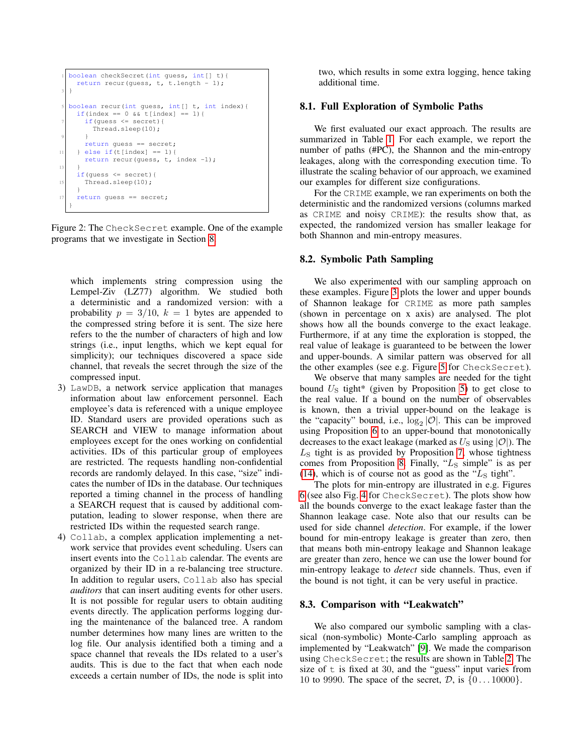```java
boolean checkSecret(int guess, int[] t){
  return recur(guess, t, t.length - 1);
}

boolean recur(int guess, int[] t, int index){
  if(index == 0 && t[index] == 1){
    if(guess <= secret){
      Thread.sleep(10);
    }
    return guess == secret;
  } else if(t[index] == 1){
    return recur(guess, t, index -1);
  }
  if(guess <= secret){
    Thread.sleep(10);
  }
  return guess == secret;
}
```

Figure 2: The CheckSecret example. One of the example programs that we investigate in Section 8

which implements string compression using the Lempel-Ziv (LZ77) algorithm. We studied both a deterministic and a randomized version: with a probability $p = 3/10$, $k = 1$ bytes are appended to the compressed string before it is sent. The size here refers to the the number of characters of high and low strings (i.e., input lengths, which we kept equal for simplicity); our techniques discovered a space side channel, that reveals the secret through the size of the compressed input.

3) LawDB, a network service application that manages information about law enforcement personnel. Each employee's data is referenced with a unique employee ID. Standard users are provided operations such as SEARCH and VIEW to manage information about employees except for the ones working on confidential activities. IDs of this particular group of employees are restricted. The requests handling non-confidential records are randomly delayed. In this case, "size" indicates the number of IDs in the database. Our techniques reported a timing channel in the process of handling a SEARCH request that is caused by additional computation, leading to slower response, when there are restricted IDs within the requested search range.

4) Collab, a complex application implementing a network service that provides event scheduling. Users can insert events into the Collab calendar. The events are organized by their ID in a re-balancing tree structure. In addition to regular users, Collab also has special *auditors* that can insert auditing events for other users. It is not possible for regular users to obtain auditing events directly. The application performs logging during the maintenance of the balanced tree. A random number determines how many lines are written to the log file. Our analysis identified both a timing and a space channel that reveals the IDs related to a user's audits. This is due to the fact that when each node exceeds a certain number of IDs, the node is split into two, which results in some extra logging, hence taking additional time.

### 8.1. Full Exploration of Symbolic Paths

We first evaluated our exact approach. The results are summarized in Table 1. For each example, we report the number of paths (#PC), the Shannon and the min-entropy leakages, along with the corresponding execution time. To illustrate the scaling behavior of our approach, we examined our examples for different size configurations.

For the CRIME example, we ran experiments on both the deterministic and the randomized versions (columns marked as CRIME and noisy CRIME): the results show that, as expected, the randomized version has smaller leakage for both Shannon and min-entropy measures.

### 8.2. Symbolic Path Sampling

We also experimented with our sampling approach on these examples. Figure 3 plots the lower and upper bounds of Shannon leakage for CRIME as more path samples (shown in percentage on x axis) are analysed. The plot shows how all the bounds converge to the exact leakage. Furthermore, if at any time the exploration is stopped, the real value of leakage is guaranteed to be between the lower and upper-bounds. A similar pattern was observed for all the other examples (see e.g. Figure 5 for CheckSecret).

We observe that many samples are needed for the tight bound $U_{\mathrm{S}}$ tight* (given by Proposition 5) to get close to the real value. If a bound on the number of observables is known, then a trivial upper-bound on the leakage is the "capacity" bound, i.e., $\log_2 |\mathcal{O}|$. This can be improved using Proposition 6 to an upper-bound that monotonically decreases to the exact leakage (marked as $U_{\mathrm{S}}$ using $|\mathcal{O}|$). The $L_{\mathrm{S}}$ tight is as provided by Proposition 7, whose tightness comes from Proposition 8. Finally, "$L_{\mathrm{S}}$ simple" is as per (14), which is of course not as good as the "$L_{\mathrm{S}}$ tight".

The plots for min-entropy are illustrated in e.g. Figures 6 (see also Fig. 4 for CheckSecret). The plots show how all the bounds converge to the exact leakage faster than the Shannon leakage case. Note also that our results can be used for side channel *detection*. For example, if the lower bound for min-entropy leakage is greater than zero, then that means both min-entropy leakage and Shannon leakage are greater than zero, hence we can use the lower bound for min-entropy leakage to *detect* side channels. Thus, even if the bound is not tight, it can be very useful in practice.

### 8.3. Comparison with "Leakwatch"

We also compared our symbolic sampling with a classical (non-symbolic) Monte-Carlo sampling approach as implemented by "Leakwatch" [9]. We made the comparison using CheckSecret; the results are shown in Table 2. The size of t is fixed at 30, and the "guess" input varies from 10 to 9990. The space of the secret, $\mathcal{D}$, is $\{0 \ldots 10000\}$.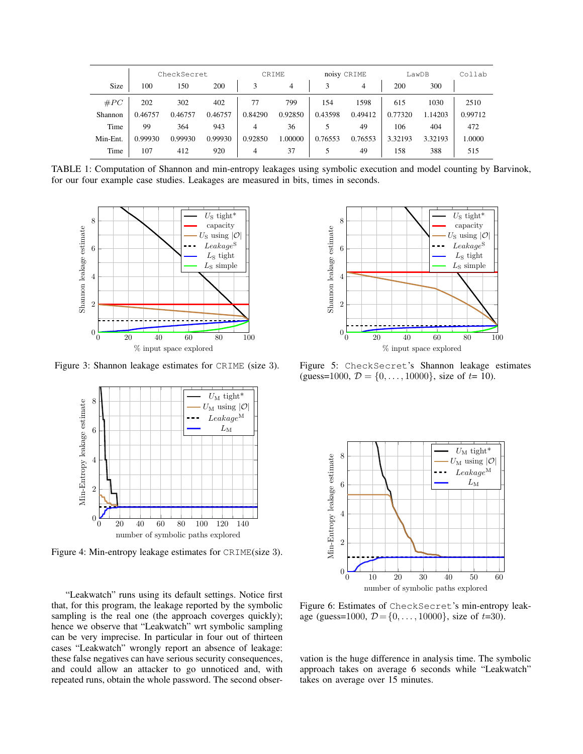| | CheckSecret | | | CRIME | | noisy CRIME | | LawDB | | Collab |
|---|---|---|---|---|---|---|---|---|---|---|
| Size | 100 | 150 | 200 | 3 | 4 | 3 | 4 | 200 | 300 | |
| $\#PC$ | 202 | 302 | 402 | 77 | 799 | 154 | 1598 | 615 | 1030 | 2510 |
| Shannon | 0.46757 | 0.46757 | 0.46757 | 0.84290 | 0.92850 | 0.43598 | 0.49412 | 0.77320 | 1.14203 | 0.99712 |
| Time | 99 | 364 | 943 | 4 | 36 | 5 | 49 | 106 | 404 | 472 |
| Min-Ent. | 0.99930 | 0.99930 | 0.99930 | 0.92850 | 1.00000 | 0.76553 | 0.76553 | 3.32193 | 3.32193 | 1.0000 |
| Time | 107 | 412 | 920 | 4 | 37 | 5 | 49 | 158 | 388 | 515 |

TABLE 1: Computation of Shannon and min-entropy leakages using symbolic execution and model counting by Barvinok, for our four example case studies. Leakages are measured in bits, times in seconds.

Figure 3: Shannon leakage estimates for CRIME (size 3).

Figure 4: Min-entropy leakage estimates for CRIME(size 3).

"Leakwatch" runs using its default settings. Notice first that, for this program, the leakage reported by the symbolic sampling is the real one (the approach coverges quickly); hence we observe that "Leakwatch" wrt symbolic sampling can be very imprecise. In particular in four out of thirteen cases "Leakwatch" wrongly report an absence of leakage: these false negatives can have serious security consequences, and could allow an attacker to go unnoticed and, with repeated runs, obtain the whole password. The second observation is the huge difference in analysis time. The symbolic approach takes on average 6 seconds while "Leakwatch" takes on average over 15 minutes.

Figure 5: CheckSecret's Shannon leakage estimates (guess=1000, $\mathcal{D} = \{0, \ldots, 10000\}$, size of $t$= 10).

Figure 6: Estimates of CheckSecret's min-entropy leakage (guess=1000, $\mathcal{D} = \{0, \ldots, 10000\}$, size of $t$=30).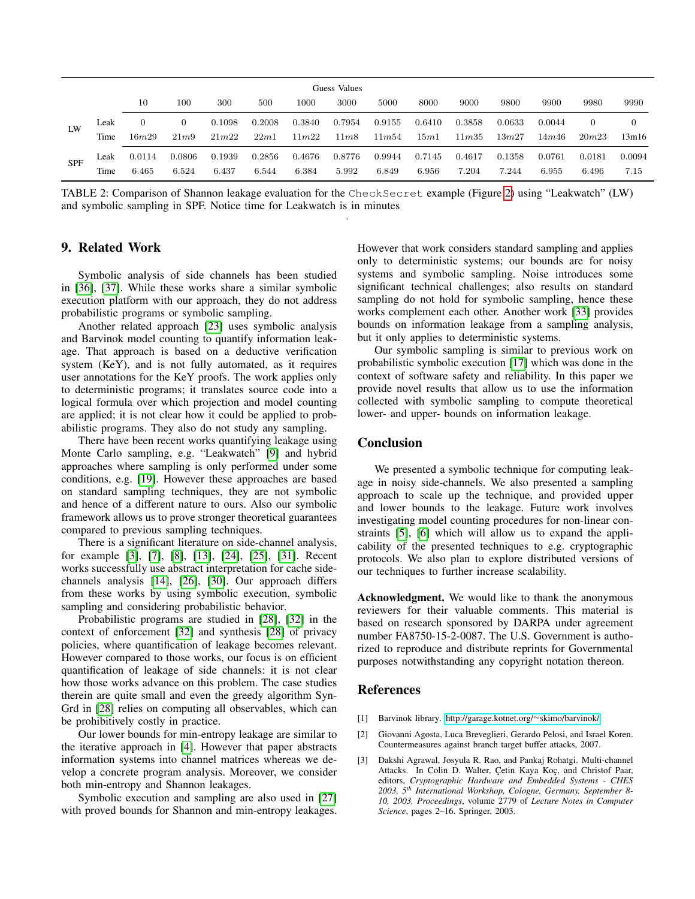| | | Guess Values | | | | | | | | | | | | |
|---|---|---|---|---|---|---|---|---|---|---|---|---|---|---|
| | | 10 | 100 | 300 | 500 | 1000 | 3000 | 5000 | 8000 | 9000 | 9800 | 9900 | 9980 | 9990 |
| LW | Leak | 0 | 0 | 0.1098 | 0.2008 | 0.3840 | 0.7954 | 0.9155 | 0.6410 | 0.3858 | 0.0633 | 0.0044 | 0 | 0 |
| | Time | $16m29$ | $21m9$ | $21m22$ | $22m1$ | $11m22$ | $11m8$ | $11m54$ | $15m1$ | $11m35$ | $13m27$ | $14m46$ | $20m23$ | 13m16 |
| SPF | Leak | 0.0114 | 0.0806 | 0.1939 | 0.2856 | 0.4676 | 0.8776 | 0.9944 | 0.7145 | 0.4617 | 0.1358 | 0.0761 | 0.0181 | 0.0094 |
| | Time | 6.465 | 6.524 | 6.437 | 6.544 | 6.384 | 5.992 | 6.849 | 6.956 | 7.204 | 7.244 | 6.955 | 6.496 | 7.15 |

TABLE 2: Comparison of Shannon leakage evaluation for the `CheckSecret` example (Figure 2) using "Leakwatch" (LW) and symbolic sampling in SPF. Notice time for Leakwatch is in minutes

## 9. Related Work

Symbolic analysis of side channels has been studied in [36], [37]. While these works share a similar symbolic execution platform with our approach, they do not address probabilistic programs or symbolic sampling.

Another related approach [23] uses symbolic analysis and Barvinok model counting to quantify information leakage. That approach is based on a deductive verification system (KeY), and is not fully automated, as it requires user annotations for the KeY proofs. The work applies only to deterministic programs; it translates source code into a logical formula over which projection and model counting are applied; it is not clear how it could be applied to probabilistic programs. They also do not study any sampling.

There have been recent works quantifying leakage using Monte Carlo sampling, e.g. "Leakwatch" [9] and hybrid approaches where sampling is only performed under some conditions, e.g. [19]. However these approaches are based on standard sampling techniques, they are not symbolic and hence of a different nature to ours. Also our symbolic framework allows us to prove stronger theoretical guarantees compared to previous sampling techniques.

There is a significant literature on side-channel analysis, for example [3], [7], [8], [13], [24], [25], [31]. Recent works successfully use abstract interpretation for cache side-channels analysis [14], [26], [30]. Our approach differs from these works by using symbolic execution, symbolic sampling and considering probabilistic behavior.

Probabilistic programs are studied in [28], [32] in the context of enforcement [32] and synthesis [28] of privacy policies, where quantification of leakage becomes relevant. However compared to those works, our focus is on efficient quantification of leakage of side channels: it is not clear how those works advance on this problem. The case studies therein are quite small and even the greedy algorithm SynGrd in [28] relies on computing all observables, which can be prohibitively costly in practice.

Our lower bounds for min-entropy leakage are similar to the iterative approach in [4]. However that paper abstracts information systems into channel matrices whereas we develop a concrete program analysis. Moreover, we consider both min-entropy and Shannon leakages.

Symbolic execution and sampling are also used in [27] with proved bounds for Shannon and min-entropy leakages. However that work considers standard sampling and applies only to deterministic systems; our bounds are for noisy systems and symbolic sampling. Noise introduces some significant technical challenges; also results on standard sampling do not hold for symbolic sampling, hence these works complement each other. Another work [33] provides bounds on information leakage from a sampling analysis, but it only applies to deterministic systems.

Our symbolic sampling is similar to previous work on probabilistic symbolic execution [17] which was done in the context of software safety and reliability. In this paper we provide novel results that allow us to use the information collected with symbolic sampling to compute theoretical lower- and upper- bounds on information leakage.

## Conclusion

We presented a symbolic technique for computing leakage in noisy side-channels. We also presented a sampling approach to scale up the technique, and provided upper and lower bounds to the leakage. Future work involves investigating model counting procedures for non-linear constraints [5], [6] which will allow us to expand the applicability of the presented techniques to e.g. cryptographic protocols. We also plan to explore distributed versions of our techniques to further increase scalability.

**Acknowledgment.** We would like to thank the anonymous reviewers for their valuable comments. This material is based on research sponsored by DARPA under agreement number FA8750-15-2-0087. The U.S. Government is authorized to reproduce and distribute reprints for Governmental purposes notwithstanding any copyright notation thereon.

## References

[1] Barvinok library. http://garage.kotnet.org/~skimo/barvinok/

[2] Giovanni Agosta, Luca Breveglieri, Gerardo Pelosi, and Israel Koren. Countermeasures against branch target buffer attacks, 2007.

[3] Dakshi Agrawal, Josyula R. Rao, and Pankaj Rohatgi. Multi-channel Attacks. In Colin D. Walter, Çetin Kaya Koç, and Christof Paar, editors, *Cryptographic Hardware and Embedded Systems - CHES 2003, 5th International Workshop, Cologne, Germany, September 8-10, 2003, Proceedings*, volume 2779 of *Lecture Notes in Computer Science*, pages 2–16. Springer, 2003.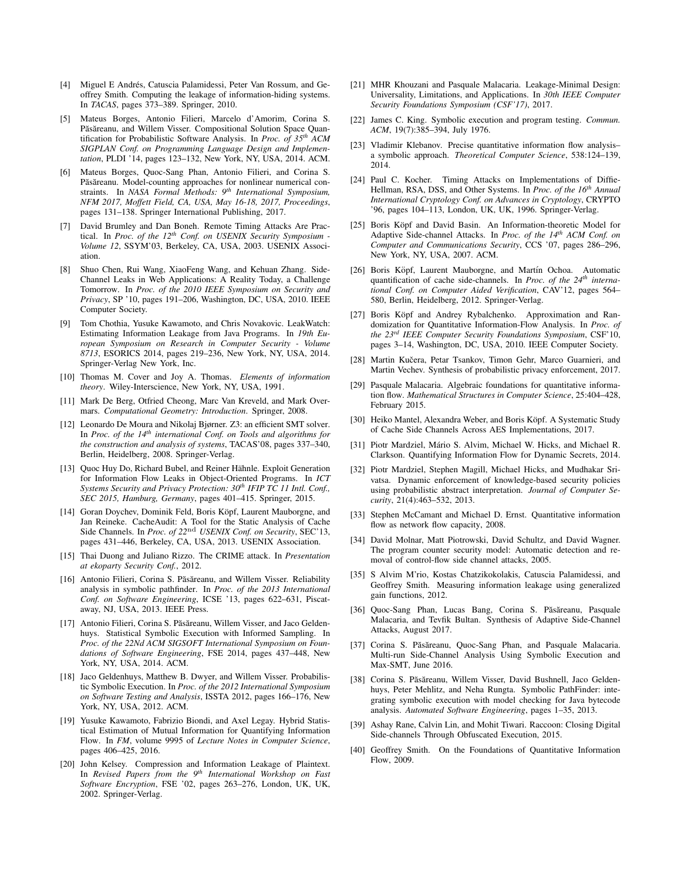[4] Miguel E Andrés, Catuscia Palamidessi, Peter Van Rossum, and Geoffrey Smith. Computing the leakage of information-hiding systems. In *TACAS*, pages 373–389. Springer, 2010.

[5] Mateus Borges, Antonio Filieri, Marcelo d'Amorim, Corina S. Păsăreanu, and Willem Visser. Compositional Solution Space Quantification for Probabilistic Software Analysis. In *Proc. of 35th ACM SIGPLAN Conf. on Programming Language Design and Implementation*, PLDI '14, pages 123–132, New York, NY, USA, 2014. ACM.

[6] Mateus Borges, Quoc-Sang Phan, Antonio Filieri, and Corina S. Păsăreanu. Model-counting approaches for nonlinear numerical constraints. In *NASA Formal Methods: 9th International Symposium, NFM 2017, Moffett Field, CA, USA, May 16-18, 2017, Proceedings*, pages 131–138. Springer International Publishing, 2017.

[7] David Brumley and Dan Boneh. Remote Timing Attacks Are Practical. In *Proc. of the 12th Conf. on USENIX Security Symposium - Volume 12*, SSYM'03, Berkeley, CA, USA, 2003. USENIX Association.

[8] Shuo Chen, Rui Wang, XiaoFeng Wang, and Kehuan Zhang. Side-Channel Leaks in Web Applications: A Reality Today, a Challenge Tomorrow. In *Proc. of the 2010 IEEE Symposium on Security and Privacy*, SP '10, pages 191–206, Washington, DC, USA, 2010. IEEE Computer Society.

[9] Tom Chothia, Yusuke Kawamoto, and Chris Novakovic. LeakWatch: Estimating Information Leakage from Java Programs. In *19th European Symposium on Research in Computer Security - Volume 8713*, ESORICS 2014, pages 219–236, New York, NY, USA, 2014. Springer-Verlag New York, Inc.

[10] Thomas M. Cover and Joy A. Thomas. *Elements of information theory*. Wiley-Interscience, New York, NY, USA, 1991.

[11] Mark De Berg, Otfried Cheong, Marc Van Kreveld, and Mark Overmars. *Computational Geometry: Introduction*. Springer, 2008.

[12] Leonardo De Moura and Nikolaj Bjørner. Z3: an efficient SMT solver. In *Proc. of the 14th international Conf. on Tools and algorithms for the construction and analysis of systems*, TACAS'08, pages 337–340, Berlin, Heidelberg, 2008. Springer-Verlag.

[13] Quoc Huy Do, Richard Bubel, and Reiner Hähnle. Exploit Generation for Information Flow Leaks in Object-Oriented Programs. In *ICT Systems Security and Privacy Protection: 30th IFIP TC 11 Intl. Conf., SEC 2015, Hamburg, Germany*, pages 401–415. Springer, 2015.

[14] Goran Doychev, Dominik Feld, Boris Köpf, Laurent Mauborgne, and Jan Reineke. CacheAudit: A Tool for the Static Analysis of Cache Side Channels. In *Proc. of 22nd USENIX Conf. on Security*, SEC'13, pages 431–446, Berkeley, CA, USA, 2013. USENIX Association.

[15] Thai Duong and Juliano Rizzo. The CRIME attack. In *Presentation at ekoparty Security Conf.*, 2012.

[16] Antonio Filieri, Corina S. Păsăreanu, and Willem Visser. Reliability analysis in symbolic pathfinder. In *Proc. of the 2013 International Conf. on Software Engineering*, ICSE '13, pages 622–631, Piscataway, NJ, USA, 2013. IEEE Press.

[17] Antonio Filieri, Corina S. Păsăreanu, Willem Visser, and Jaco Geldenhuys. Statistical Symbolic Execution with Informed Sampling. In *Proc. of the 22Nd ACM SIGSOFT International Symposium on Foundations of Software Engineering*, FSE 2014, pages 437–448, New York, NY, USA, 2014. ACM.

[18] Jaco Geldenhuys, Matthew B. Dwyer, and Willem Visser. Probabilistic Symbolic Execution. In *Proc. of the 2012 International Symposium on Software Testing and Analysis*, ISSTA 2012, pages 166–176, New York, NY, USA, 2012. ACM.

[19] Yusuke Kawamoto, Fabrizio Biondi, and Axel Legay. Hybrid Statistical Estimation of Mutual Information for Quantifying Information Flow. In *FM*, volume 9995 of *Lecture Notes in Computer Science*, pages 406–425, 2016.

[20] John Kelsey. Compression and Information Leakage of Plaintext. In *Revised Papers from the 9th International Workshop on Fast Software Encryption*, FSE '02, pages 263–276, London, UK, UK, 2002. Springer-Verlag.

[21] MHR Khouzani and Pasquale Malacaria. Leakage-Minimal Design: Universality, Limitations, and Applications. In *30th IEEE Computer Security Foundations Symposium (CSF'17)*, 2017.

[22] James C. King. Symbolic execution and program testing. *Commun. ACM*, 19(7):385–394, July 1976.

[23] Vladimir Klebanov. Precise quantitative information flow analysis–a symbolic approach. *Theoretical Computer Science*, 538:124–139, 2014.

[24] Paul C. Kocher. Timing Attacks on Implementations of Diffie-Hellman, RSA, DSS, and Other Systems. In *Proc. of the 16th Annual International Cryptology Conf. on Advances in Cryptology*, CRYPTO '96, pages 104–113, London, UK, UK, 1996. Springer-Verlag.

[25] Boris Köpf and David Basin. An Information-theoretic Model for Adaptive Side-channel Attacks. In *Proc. of the 14th ACM Conf. on Computer and Communications Security*, CCS '07, pages 286–296, New York, NY, USA, 2007. ACM.

[26] Boris Köpf, Laurent Mauborgne, and Martín Ochoa. Automatic quantification of cache side-channels. In *Proc. of the 24th international Conf. on Computer Aided Verification*, CAV'12, pages 564–580, Berlin, Heidelberg, 2012. Springer-Verlag.

[27] Boris Köpf and Andrey Rybalchenko. Approximation and Randomization for Quantitative Information-Flow Analysis. In *Proc. of the 23rd IEEE Computer Security Foundations Symposium*, CSF'10, pages 3–14, Washington, DC, USA, 2010. IEEE Computer Society.

[28] Martin Kučera, Petar Tsankov, Timon Gehr, Marco Guarnieri, and Martin Vechev. Synthesis of probabilistic privacy enforcement, 2017.

[29] Pasquale Malacaria. Algebraic foundations for quantitative information flow. *Mathematical Structures in Computer Science*, 25:404–428, February 2015.

[30] Heiko Mantel, Alexandra Weber, and Boris Köpf. A Systematic Study of Cache Side Channels Across AES Implementations, 2017.

[31] Piotr Mardziel, Mário S. Alvim, Michael W. Hicks, and Michael R. Clarkson. Quantifying Information Flow for Dynamic Secrets, 2014.

[32] Piotr Mardziel, Stephen Magill, Michael Hicks, and Mudhakar Srivatsa. Dynamic enforcement of knowledge-based security policies using probabilistic abstract interpretation. *Journal of Computer Security*, 21(4):463–532, 2013.

[33] Stephen McCamant and Michael D. Ernst. Quantitative information flow as network flow capacity, 2008.

[34] David Molnar, Matt Piotrowski, David Schultz, and David Wagner. The program counter security model: Automatic detection and removal of control-flow side channel attacks, 2005.

[35] S Alvim M'rio, Kostas Chatzikokolakis, Catuscia Palamidessi, and Geoffrey Smith. Measuring information leakage using generalized gain functions, 2012.

[36] Quoc-Sang Phan, Lucas Bang, Corina S. Păsăreanu, Pasquale Malacaria, and Tevfik Bultan. Synthesis of Adaptive Side-Channel Attacks, August 2017.

[37] Corina S. Păsăreanu, Quoc-Sang Phan, and Pasquale Malacaria. Multi-run Side-Channel Analysis Using Symbolic Execution and Max-SMT, June 2016.

[38] Corina S. Păsăreanu, Willem Visser, David Bushnell, Jaco Geldenhuys, Peter Mehlitz, and Neha Rungta. Symbolic PathFinder: integrating symbolic execution with model checking for Java bytecode analysis. *Automated Software Engineering*, pages 1–35, 2013.

[39] Ashay Rane, Calvin Lin, and Mohit Tiwari. Raccoon: Closing Digital Side-channels Through Obfuscated Execution, 2015.

[40] Geoffrey Smith. On the Foundations of Quantitative Information Flow, 2009.